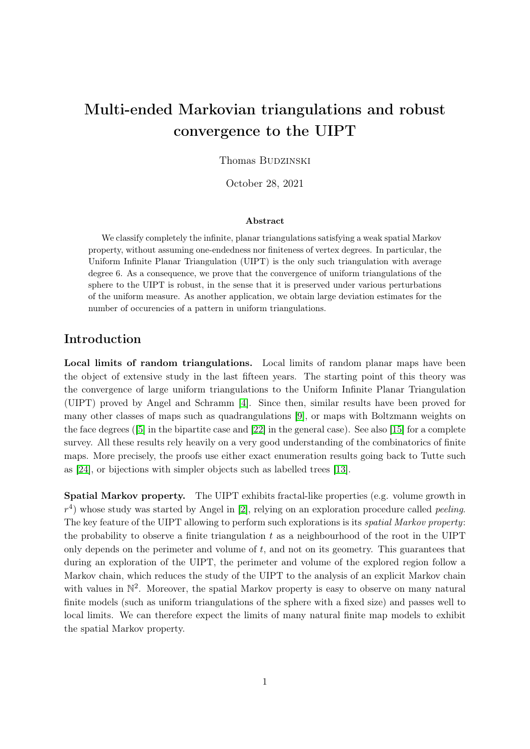# Multi-ended Markovian triangulations and robust convergence to the UIPT

Thomas Budzinski

October 28, 2021

### Abstract

We classify completely the infinite, planar triangulations satisfying a weak spatial Markov property, without assuming one-endedness nor finiteness of vertex degrees. In particular, the Uniform Infinite Planar Triangulation (UIPT) is the only such triangulation with average degree 6. As a consequence, we prove that the convergence of uniform triangulations of the sphere to the UIPT is robust, in the sense that it is preserved under various perturbations of the uniform measure. As another application, we obtain large deviation estimates for the number of occurencies of a pattern in uniform triangulations.

## Introduction

**Local limits of random triangulations.** Local limits of random planar maps have been the object of extensive study in the last fifteen years. The starting point of this theory was the convergence of large uniform triangulations to the Uniform Infinite Planar Triangulation (UIPT) proved by Angel and Schramm [4]. Since then, similar results have been proved for many other classes of maps such as quadrangulations [9], or maps with Boltzmann weights on the face degrees ([5] in the bipartite case and [22] in the general case). See also [15] for a complete survey. All these results rely heavily on a very good understanding of the combinatorics of finite maps. More precisely, the proofs use either exact enumeration results going back to Tutte such as [24], or bijections with simpler objects such as labelled trees [13].

**Spatial Markov property.** The UIPT exhibits fractal-like properties (e.g. volume growth in $r^4$) whose study was started by Angel in [2], relying on an exploration procedure called *peeling*. The key feature of the UIPT allowing to perform such explorations is its *spatial Markov property*: the probability to observe a finite triangulation $t$ as a neighbourhood of the root in the UIPT only depends on the perimeter and volume of $t$, and not on its geometry. This guarantees that during an exploration of the UIPT, the perimeter and volume of the explored region follow a Markov chain, which reduces the study of the UIPT to the analysis of an explicit Markov chain with values in $\mathbb{N}^2$. Moreover, the spatial Markov property is easy to observe on many natural finite models (such as uniform triangulations of the sphere with a fixed size) and passes well to local limits. We can therefore expect the limits of many natural finite map models to exhibit the spatial Markov property.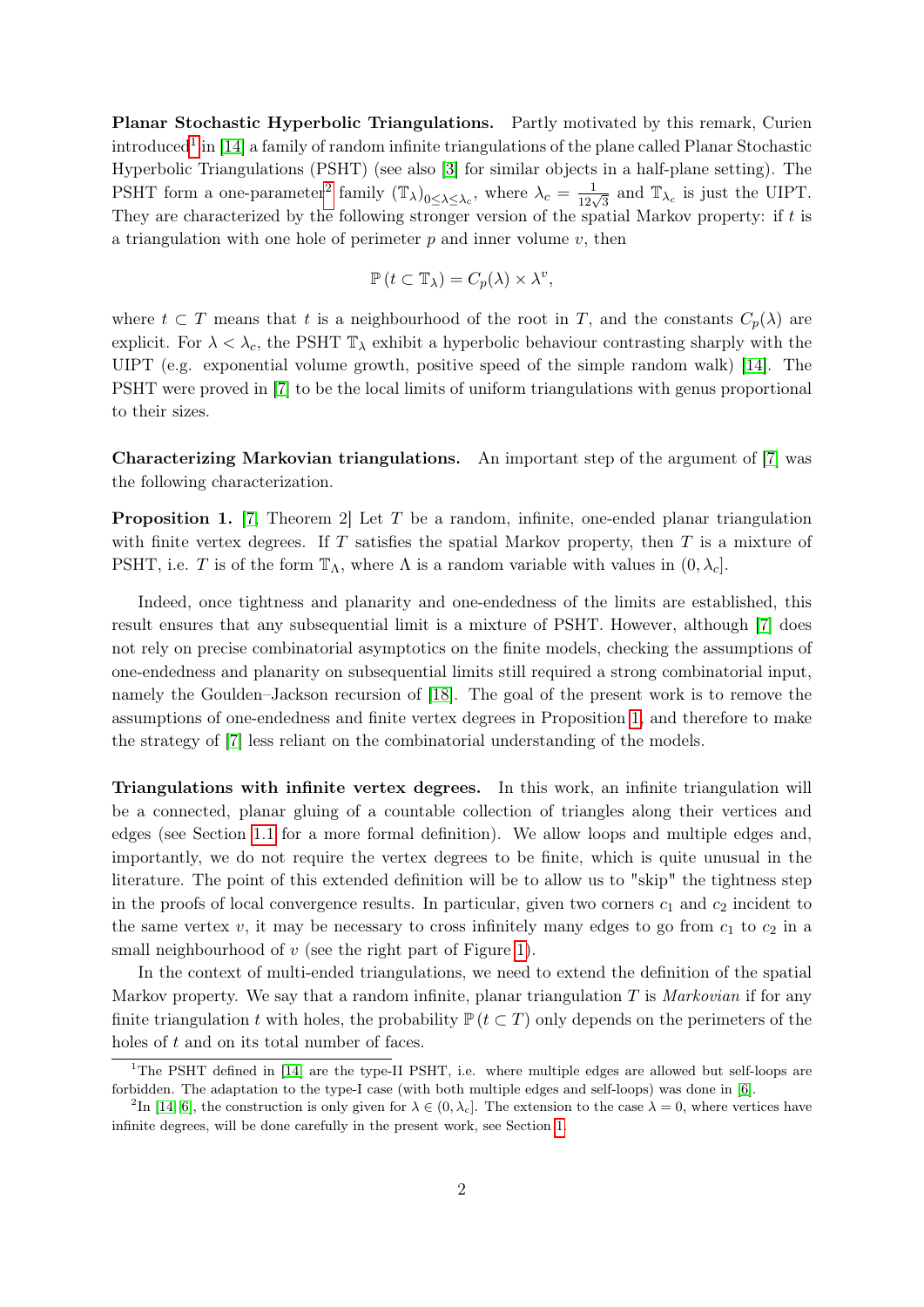**Planar Stochastic Hyperbolic Triangulations.** Partly motivated by this remark, Curien introduced[1] in [14] a family of random infinite triangulations of the plane called Planar Stochastic Hyperbolic Triangulations (PSHT) (see also [3] for similar objects in a half-plane setting). The PSHT form a one-parameter[2] family $(\mathbb{T}_\lambda)_{0 \leq \lambda \leq \lambda_c}$, where $\lambda_c = \frac{1}{12\sqrt{3}}$ and $\mathbb{T}_{\lambda_c}$ is just the UIPT. They are characterized by the following stronger version of the spatial Markov property: if $t$ is a triangulation with one hole of perimeter $p$ and inner volume $v$, then

$$\mathbb{P}\left(t \subset \mathbb{T}_\lambda\right) = C_p(\lambda) \times \lambda^v,$$

where $t \subset T$ means that $t$ is a neighbourhood of the root in $T$, and the constants $C_p(\lambda)$ are explicit. For $\lambda < \lambda_c$, the PSHT $\mathbb{T}_\lambda$ exhibit a hyperbolic behaviour contrasting sharply with the UIPT (e.g. exponential volume growth, positive speed of the simple random walk) [14]. The PSHT were proved in [7] to be the local limits of uniform triangulations with genus proportional to their sizes.

**Characterizing Markovian triangulations.** An important step of the argument of [7] was the following characterization.

**Proposition 1.** [7, Theorem 2] *Let $T$ be a random, infinite, one-ended planar triangulation with finite vertex degrees. If $T$ satisfies the spatial Markov property, then $T$ is a mixture of PSHT, i.e. $T$ is of the form $\mathbb{T}_\Lambda$, where $\Lambda$ is a random variable with values in $(0, \lambda_c]$.*

Indeed, once tightness and planarity and one-endedness of the limits are established, this result ensures that any subsequential limit is a mixture of PSHT. However, although [7] does not rely on precise combinatorial asymptotics on the finite models, checking the assumptions of one-endedness and planarity on subsequential limits still required a strong combinatorial input, namely the Goulden–Jackson recursion of [18]. The goal of the present work is to remove the assumptions of one-endedness and finite vertex degrees in Proposition 1, and therefore to make the strategy of [7] less reliant on the combinatorial understanding of the models.

**Triangulations with infinite vertex degrees.** In this work, an infinite triangulation will be a connected, planar gluing of a countable collection of triangles along their vertices and edges (see Section 1.1 for a more formal definition). We allow loops and multiple edges and, importantly, we do not require the vertex degrees to be finite, which is quite unusual in the literature. The point of this extended definition will be to allow us to "skip" the tightness step in the proofs of local convergence results. In particular, given two corners $c_1$ and $c_2$ incident to the same vertex $v$, it may be necessary to cross infinitely many edges to go from $c_1$ to $c_2$ in a small neighbourhood of $v$ (see the right part of Figure 1).

In the context of multi-ended triangulations, we need to extend the definition of the spatial Markov property. We say that a random infinite, planar triangulation $T$ is *Markovian* if for any finite triangulation $t$ with holes, the probability $\mathbb{P}\left(t \subset T\right)$ only depends on the perimeters of the holes of $t$ and on its total number of faces.

---

[1] The PSHT defined in [14] are the type-II PSHT, i.e. where multiple edges are allowed but self-loops are forbidden. The adaptation to the type-I case (with both multiple edges and self-loops) was done in [6].

[2] In [14, 6], the construction is only given for $\lambda \in (0, \lambda_c]$. The extension to the case $\lambda = 0$, where vertices have infinite degrees, will be done carefully in the present work, see Section 1.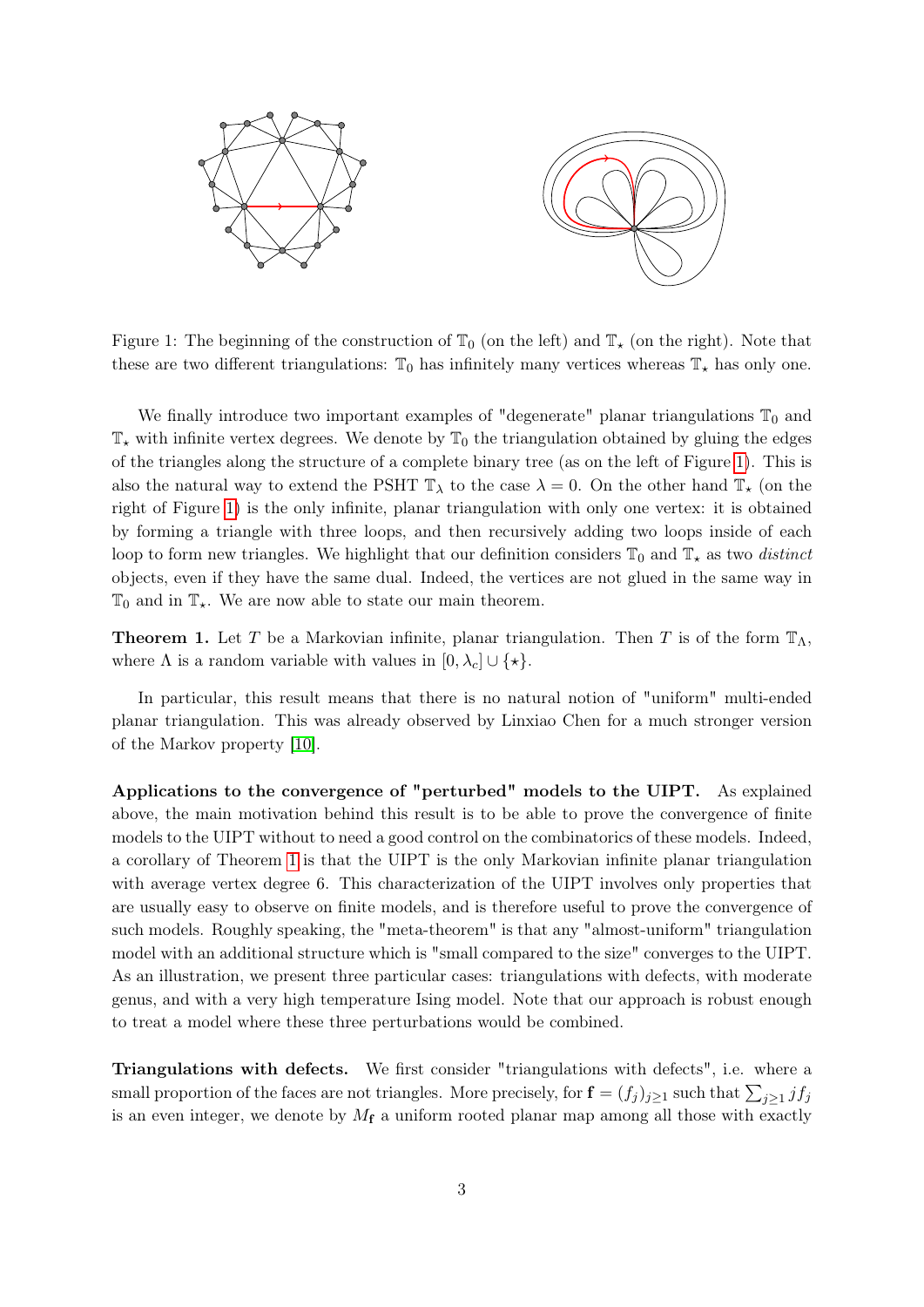Figure 1: The beginning of the construction of $\mathbb{T}_0$ (on the left) and $\mathbb{T}_\star$ (on the right). Note that these are two different triangulations: $\mathbb{T}_0$ has infinitely many vertices whereas $\mathbb{T}_\star$ has only one.

We finally introduce two important examples of "degenerate" planar triangulations $\mathbb{T}_0$ and $\mathbb{T}_\star$ with infinite vertex degrees. We denote by $\mathbb{T}_0$ the triangulation obtained by gluing the edges of the triangles along the structure of a complete binary tree (as on the left of Figure 1). This is also the natural way to extend the PSHT $\mathbb{T}_\lambda$ to the case $\lambda = 0$. On the other hand $\mathbb{T}_\star$ (on the right of Figure 1) is the only infinite, planar triangulation with only one vertex: it is obtained by forming a triangle with three loops, and then recursively adding two loops inside of each loop to form new triangles. We highlight that our definition considers $\mathbb{T}_0$ and $\mathbb{T}_\star$ as two *distinct* objects, even if they have the same dual. Indeed, the vertices are not glued in the same way in $\mathbb{T}_0$ and in $\mathbb{T}_\star$. We are now able to state our main theorem.

**Theorem 1.** Let $T$ be a Markovian infinite, planar triangulation. Then $T$ is of the form $\mathbb{T}_\Lambda$, where $\Lambda$ is a random variable with values in $[0, \lambda_c] \cup \{\star\}$.

In particular, this result means that there is no natural notion of "uniform" multi-ended planar triangulation. This was already observed by Linxiao Chen for a much stronger version of the Markov property [10].

**Applications to the convergence of "perturbed" models to the UIPT.** As explained above, the main motivation behind this result is to be able to prove the convergence of finite models to the UIPT without to need a good control on the combinatorics of these models. Indeed, a corollary of Theorem 1 is that the UIPT is the only Markovian infinite planar triangulation with average vertex degree 6. This characterization of the UIPT involves only properties that are usually easy to observe on finite models, and is therefore useful to prove the convergence of such models. Roughly speaking, the "meta-theorem" is that any "almost-uniform" triangulation model with an additional structure which is "small compared to the size" converges to the UIPT. As an illustration, we present three particular cases: triangulations with defects, with moderate genus, and with a very high temperature Ising model. Note that our approach is robust enough to treat a model where these three perturbations would be combined.

**Triangulations with defects.** We first consider "triangulations with defects", i.e. where a small proportion of the faces are not triangles. More precisely, for $\mathbf{f} = (f_j)_{j \geq 1}$ such that $\sum_{j \geq 1} j f_j$ is an even integer, we denote by $M_{\mathbf{f}}$ a uniform rooted planar map among all those with exactly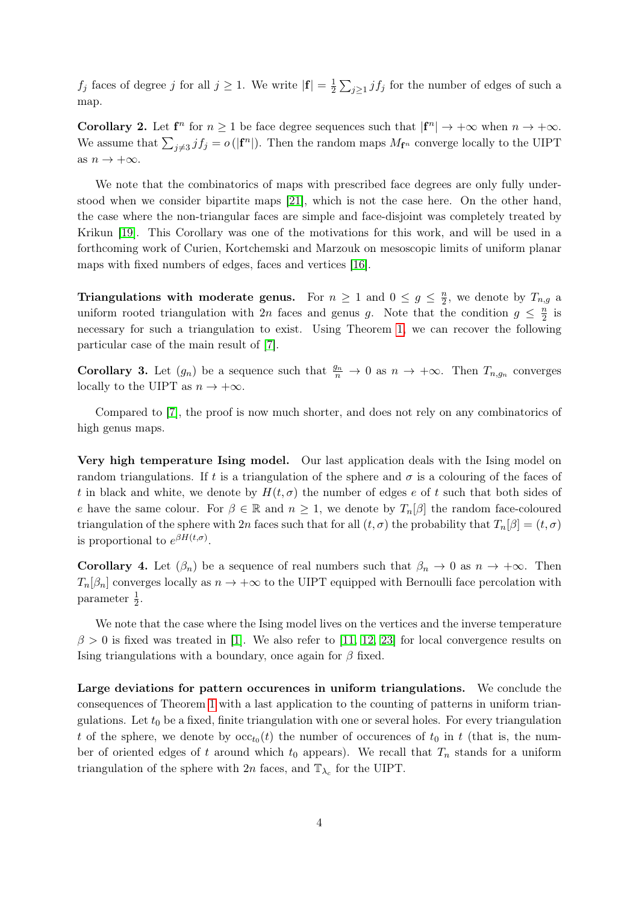$f_j$ faces of degree $j$ for all $j \geq 1$. We write $|\mathbf{f}| = \frac{1}{2}\sum_{j\geq 1} j f_j$ for the number of edges of such a map.

**Corollary 2.** Let $\mathbf{f}^n$ for $n \geq 1$ be face degree sequences such that $|\mathbf{f}^n| \to +\infty$ when $n \to +\infty$. We assume that $\sum_{j\neq 3} j f_j = o(|\mathbf{f}^n|)$. Then the random maps $M_{\mathbf{f}^n}$ converge locally to the UIPT as $n \to +\infty$.

We note that the combinatorics of maps with prescribed face degrees are only fully understood when we consider bipartite maps [21], which is not the case here. On the other hand, the case where the non-triangular faces are simple and face-disjoint was completely treated by Krikun [19]. This Corollary was one of the motivations for this work, and will be used in a forthcoming work of Curien, Kortchemski and Marzouk on mesoscopic limits of uniform planar maps with fixed numbers of edges, faces and vertices [16].

**Triangulations with moderate genus.** For $n \geq 1$ and $0 \leq g \leq \frac{n}{2}$, we denote by $T_{n,g}$ a uniform rooted triangulation with $2n$ faces and genus $g$. Note that the condition $g \leq \frac{n}{2}$ is necessary for such a triangulation to exist. Using Theorem 1, we can recover the following particular case of the main result of [7].

**Corollary 3.** Let $(g_n)$ be a sequence such that $\frac{g_n}{n} \to 0$ as $n \to +\infty$. Then $T_{n,g_n}$ converges locally to the UIPT as $n \to +\infty$.

Compared to [7], the proof is now much shorter, and does not rely on any combinatorics of high genus maps.

**Very high temperature Ising model.** Our last application deals with the Ising model on random triangulations. If $t$ is a triangulation of the sphere and $\sigma$ is a colouring of the faces of $t$ in black and white, we denote by $H(t,\sigma)$ the number of edges $e$ of $t$ such that both sides of $e$ have the same colour. For $\beta \in \mathbb{R}$ and $n \geq 1$, we denote by $T_n[\beta]$ the random face-coloured triangulation of the sphere with $2n$ faces such that for all $(t,\sigma)$ the probability that $T_n[\beta] = (t,\sigma)$ is proportional to $e^{\beta H(t,\sigma)}$.

**Corollary 4.** Let $(\beta_n)$ be a sequence of real numbers such that $\beta_n \to 0$ as $n \to +\infty$. Then $T_n[\beta_n]$ converges locally as $n \to +\infty$ to the UIPT equipped with Bernoulli face percolation with parameter $\frac{1}{2}$.

We note that the case where the Ising model lives on the vertices and the inverse temperature $\beta > 0$ is fixed was treated in [1]. We also refer to [11, 12, 23] for local convergence results on Ising triangulations with a boundary, once again for $\beta$ fixed.

**Large deviations for pattern occurences in uniform triangulations.** We conclude the consequences of Theorem 1 with a last application to the counting of patterns in uniform triangulations. Let $t_0$ be a fixed, finite triangulation with one or several holes. For every triangulation $t$ of the sphere, we denote by $\mathrm{occ}_{t_0}(t)$ the number of occurences of $t_0$ in $t$ (that is, the number of oriented edges of $t$ around which $t_0$ appears). We recall that $T_n$ stands for a uniform triangulation of the sphere with $2n$ faces, and $\mathbb{T}_{\lambda_c}$ for the UIPT.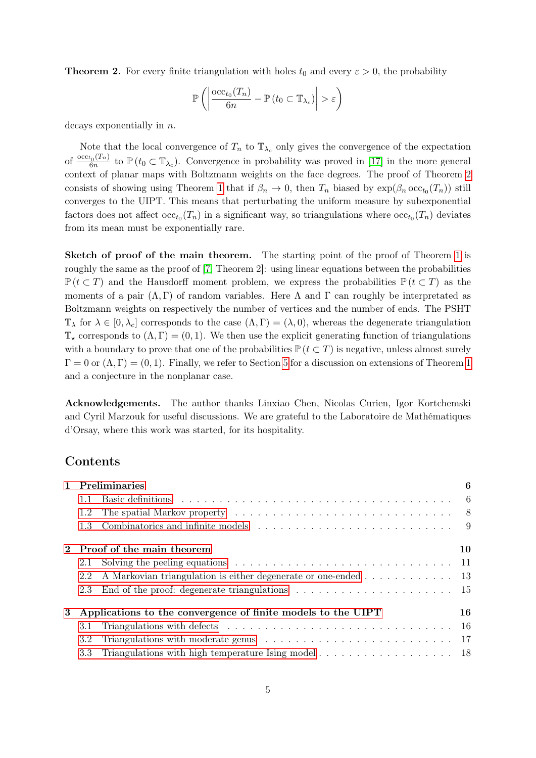**Theorem 2.** For every finite triangulation with holes $t_0$ and every $\varepsilon > 0$, the probability

$$\mathbb{P}\left(\left|\frac{\mathrm{occ}_{t_0}(T_n)}{6n} - \mathbb{P}\left(t_0 \subset \mathbb{T}_{\lambda_c}\right)\right| > \varepsilon\right)$$

decays exponentially in $n$.

Note that the local convergence of $T_n$ to $\mathbb{T}_{\lambda_c}$ only gives the convergence of the expectation of $\frac{\mathrm{occ}_{t_0}(T_n)}{6n}$ to $\mathbb{P}\left(t_0 \subset \mathbb{T}_{\lambda_c}\right)$. Convergence in probability was proved in [17] in the more general context of planar maps with Boltzmann weights on the face degrees. The proof of Theorem 2 consists of showing using Theorem 1 that if $\beta_n \to 0$, then $T_n$ biased by $\exp(\beta_n \, \mathrm{occ}_{t_0}(T_n))$ still converges to the UIPT. This means that perturbating the uniform measure by subexponential factors does not affect $\mathrm{occ}_{t_0}(T_n)$ in a significant way, so triangulations where $\mathrm{occ}_{t_0}(T_n)$ deviates from its mean must be exponentially rare.

**Sketch of proof of the main theorem.** The starting point of the proof of Theorem 1 is roughly the same as the proof of [7, Theorem 2]: using linear equations between the probabilities $\mathbb{P}\left(t \subset T\right)$ and the Hausdorff moment problem, we express the probabilities $\mathbb{P}\left(t \subset T\right)$ as the moments of a pair $(\Lambda, \Gamma)$ of random variables. Here $\Lambda$ and $\Gamma$ can roughly be interpreted as Boltzmann weights on respectively the number of vertices and the number of ends. The PSHT $\mathbb{T}_\lambda$ for $\lambda \in [0, \lambda_c]$ corresponds to the case $(\Lambda, \Gamma) = (\lambda, 0)$, whereas the degenerate triangulation $\mathbb{T}_\star$ corresponds to $(\Lambda, \Gamma) = (0, 1)$. We then use the explicit generating function of triangulations with a boundary to prove that one of the probabilities $\mathbb{P}\left(t \subset T\right)$ is negative, unless almost surely $\Gamma = 0$ or $(\Lambda, \Gamma) = (0, 1)$. Finally, we refer to Section 5 for a discussion on extensions of Theorem 1 and a conjecture in the nonplanar case.

**Acknowledgements.** The author thanks Linxiao Chen, Nicolas Curien, Igor Kortchemski and Cyril Marzouk for useful discussions. We are grateful to the Laboratoire de Mathématiques d'Orsay, where this work was started, for its hospitality.

## Contents

- **1 Preliminaries** — 6
  - 1.1 Basic definitions — 6
  - 1.2 The spatial Markov property — 8
  - 1.3 Combinatorics and infinite models — 9
- **2 Proof of the main theorem** — 10
  - 2.1 Solving the peeling equations — 11
  - 2.2 A Markovian triangulation is either degenerate or one-ended — 13
  - 2.3 End of the proof: degenerate triangulations — 15
- **3 Applications to the convergence of finite models to the UIPT** — 16
  - 3.1 Triangulations with defects — 16
  - 3.2 Triangulations with moderate genus — 17
  - 3.3 Triangulations with high temperature Ising model — 18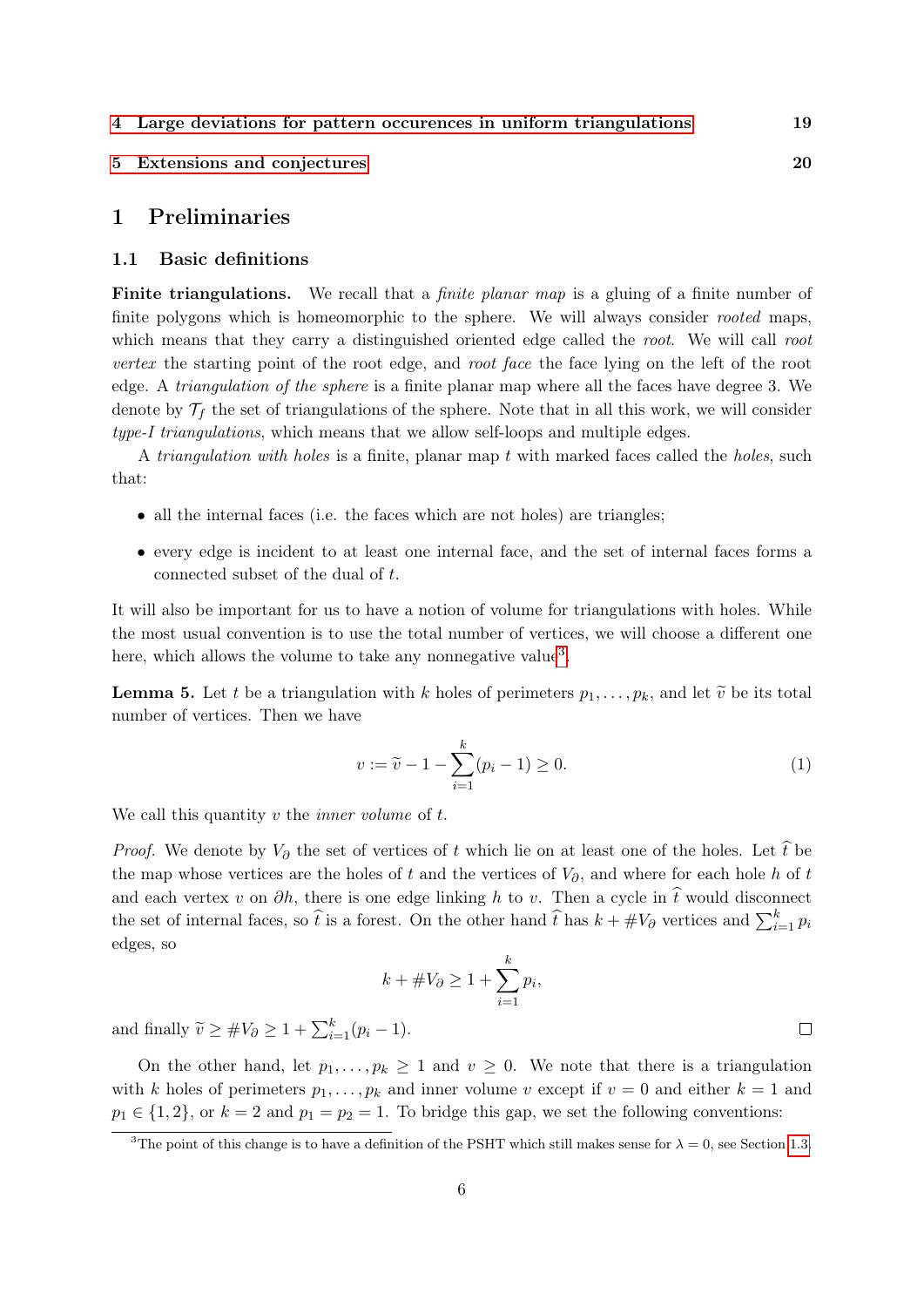4 Large deviations for pattern occurences in uniform triangulations 19

5 Extensions and conjectures 20

# 1 Preliminaries

## 1.1 Basic definitions

**Finite triangulations.** We recall that a *finite planar map* is a gluing of a finite number of finite polygons which is homeomorphic to the sphere. We will always consider *rooted* maps, which means that they carry a distinguished oriented edge called the *root*. We will call *root vertex* the starting point of the root edge, and *root face* the face lying on the left of the root edge. A *triangulation of the sphere* is a finite planar map where all the faces have degree 3. We denote by $\mathcal{T}_f$ the set of triangulations of the sphere. Note that in all this work, we will consider *type-I triangulations*, which means that we allow self-loops and multiple edges.

A *triangulation with holes* is a finite, planar map $t$ with marked faces called the *holes*, such that:

- all the internal faces (i.e. the faces which are not holes) are triangles;
- every edge is incident to at least one internal face, and the set of internal faces forms a connected subset of the dual of $t$.

It will also be important for us to have a notion of volume for triangulations with holes. While the most usual convention is to use the total number of vertices, we will choose a different one here, which allows the volume to take any nonnegative value[3].

**Lemma 5.** Let $t$ be a triangulation with $k$ holes of perimeters $p_1, \dots, p_k$, and let $\widetilde{v}$ be its total number of vertices. Then we have

$$v := \widetilde{v} - 1 - \sum_{i=1}^{k} (p_i - 1) \geq 0. \tag{1}$$

We call this quantity $v$ the *inner volume* of $t$.

*Proof.* We denote by $V_\partial$ the set of vertices of $t$ which lie on at least one of the holes. Let $\widehat{t}$ be the map whose vertices are the holes of $t$ and the vertices of $V_\partial$, and where for each hole $h$ of $t$ and each vertex $v$ on $\partial h$, there is one edge linking $h$ to $v$. Then a cycle in $\widehat{t}$ would disconnect the set of internal faces, so $\widehat{t}$ is a forest. On the other hand $\widehat{t}$ has $k + \#V_\partial$ vertices and $\sum_{i=1}^{k} p_i$ edges, so

$$k + \#V_\partial \geq 1 + \sum_{i=1}^{k} p_i,$$

and finally $\widetilde{v} \geq \#V_\partial \geq 1 + \sum_{i=1}^{k} (p_i - 1)$. $\square$

On the other hand, let $p_1, \dots, p_k \geq 1$ and $v \geq 0$. We note that there is a triangulation with $k$ holes of perimeters $p_1, \dots, p_k$ and inner volume $v$ except if $v = 0$ and either $k = 1$ and $p_1 \in \{1, 2\}$, or $k = 2$ and $p_1 = p_2 = 1$. To bridge this gap, we set the following conventions:

[3] The point of this change is to have a definition of the PSHT which still makes sense for $\lambda = 0$, see Section 1.3.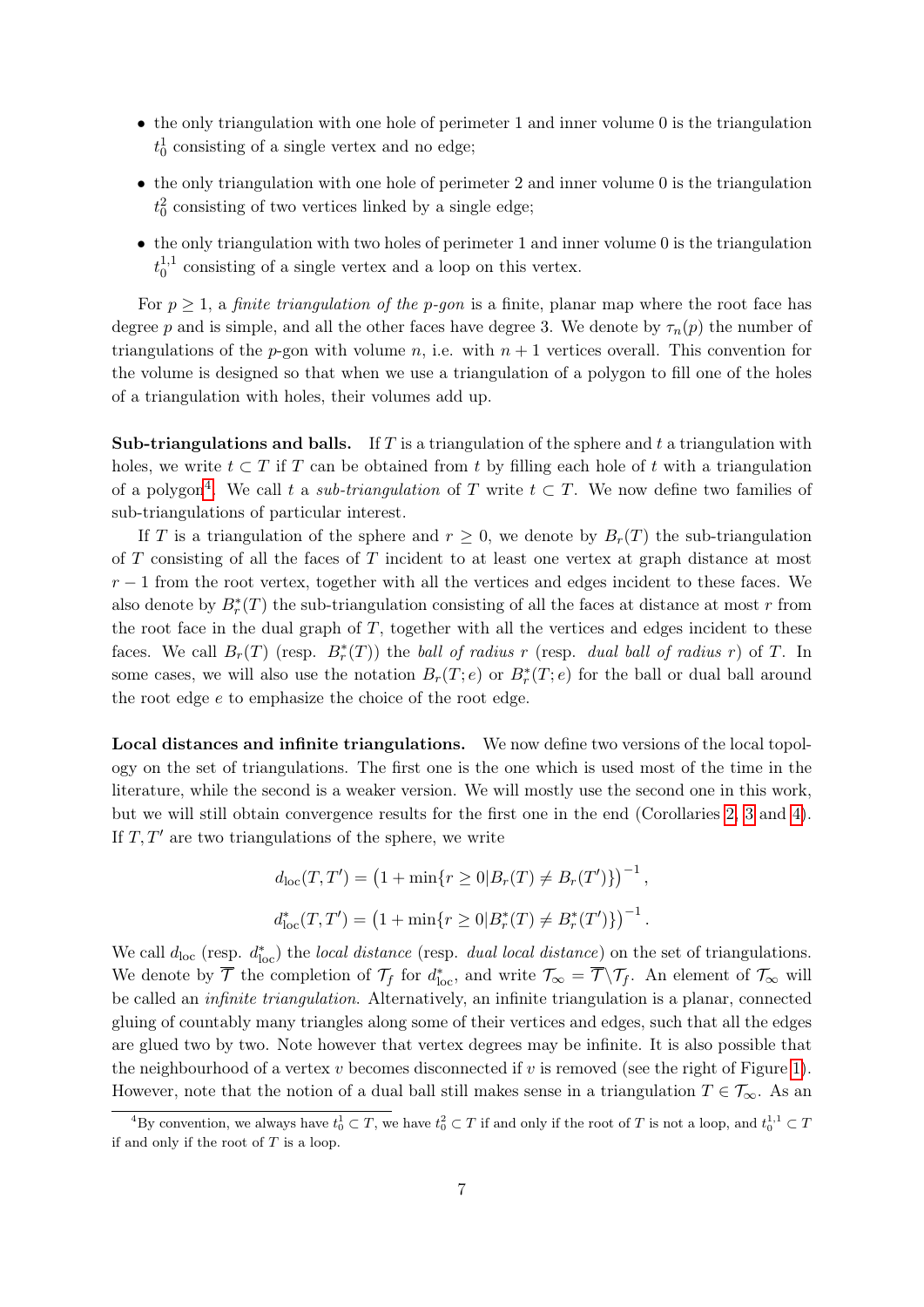- the only triangulation with one hole of perimeter 1 and inner volume 0 is the triangulation $t_0^1$ consisting of a single vertex and no edge;
- the only triangulation with one hole of perimeter 2 and inner volume 0 is the triangulation $t_0^2$ consisting of two vertices linked by a single edge;
- the only triangulation with two holes of perimeter 1 and inner volume 0 is the triangulation $t_0^{1,1}$ consisting of a single vertex and a loop on this vertex.

For $p \geq 1$, a *finite triangulation of the $p$-gon* is a finite, planar map where the root face has degree $p$ and is simple, and all the other faces have degree 3. We denote by $\tau_n(p)$ the number of triangulations of the $p$-gon with volume $n$, i.e. with $n+1$ vertices overall. This convention for the volume is designed so that when we use a triangulation of a polygon to fill one of the holes of a triangulation with holes, their volumes add up.

**Sub-triangulations and balls.** If $T$ is a triangulation of the sphere and $t$ a triangulation with holes, we write $t \subset T$ if $T$ can be obtained from $t$ by filling each hole of $t$ with a triangulation of a polygon[4]. We call $t$ a *sub-triangulation* of $T$ write $t \subset T$. We now define two families of sub-triangulations of particular interest.

If $T$ is a triangulation of the sphere and $r \geq 0$, we denote by $B_r(T)$ the sub-triangulation of $T$ consisting of all the faces of $T$ incident to at least one vertex at graph distance at most $r-1$ from the root vertex, together with all the vertices and edges incident to these faces. We also denote by $B_r^*(T)$ the sub-triangulation consisting of all the faces at distance at most $r$ from the root face in the dual graph of $T$, together with all the vertices and edges incident to these faces. We call $B_r(T)$ (resp. $B_r^*(T)$) the *ball of radius $r$* (resp. *dual ball of radius $r$*) of $T$. In some cases, we will also use the notation $B_r(T;e)$ or $B_r^*(T;e)$ for the ball or dual ball around the root edge $e$ to emphasize the choice of the root edge.

**Local distances and infinite triangulations.** We now define two versions of the local topology on the set of triangulations. The first one is the one which is used most of the time in the literature, while the second is a weaker version. We will mostly use the second one in this work, but we will still obtain convergence results for the first one in the end (Corollaries 2, 3 and 4). If $T, T'$ are two triangulations of the sphere, we write

$$d_{\mathrm{loc}}(T,T') = \left(1 + \min\{r \geq 0 | B_r(T) \neq B_r(T')\}\right)^{-1},$$

$$d_{\mathrm{loc}}^*(T,T') = \left(1 + \min\{r \geq 0 | B_r^*(T) \neq B_r^*(T')\}\right)^{-1}.$$

We call $d_{\mathrm{loc}}$ (resp. $d_{\mathrm{loc}}^*$) the *local distance* (resp. *dual local distance*) on the set of triangulations. We denote by $\overline{\mathcal{T}}$ the completion of $\mathcal{T}_f$ for $d_{\mathrm{loc}}^*$, and write $\mathcal{T}_\infty = \overline{\mathcal{T}} \backslash \mathcal{T}_f$. An element of $\mathcal{T}_\infty$ will be called an *infinite triangulation*. Alternatively, an infinite triangulation is a planar, connected gluing of countably many triangles along some of their vertices and edges, such that all the edges are glued two by two. Note however that vertex degrees may be infinite. It is also possible that the neighbourhood of a vertex $v$ becomes disconnected if $v$ is removed (see the right of Figure 1). However, note that the notion of a dual ball still makes sense in a triangulation $T \in \mathcal{T}_\infty$. As an

[4] By convention, we always have $t_0^1 \subset T$, we have $t_0^2 \subset T$ if and only if the root of $T$ is not a loop, and $t_0^{1,1} \subset T$ if and only if the root of $T$ is a loop.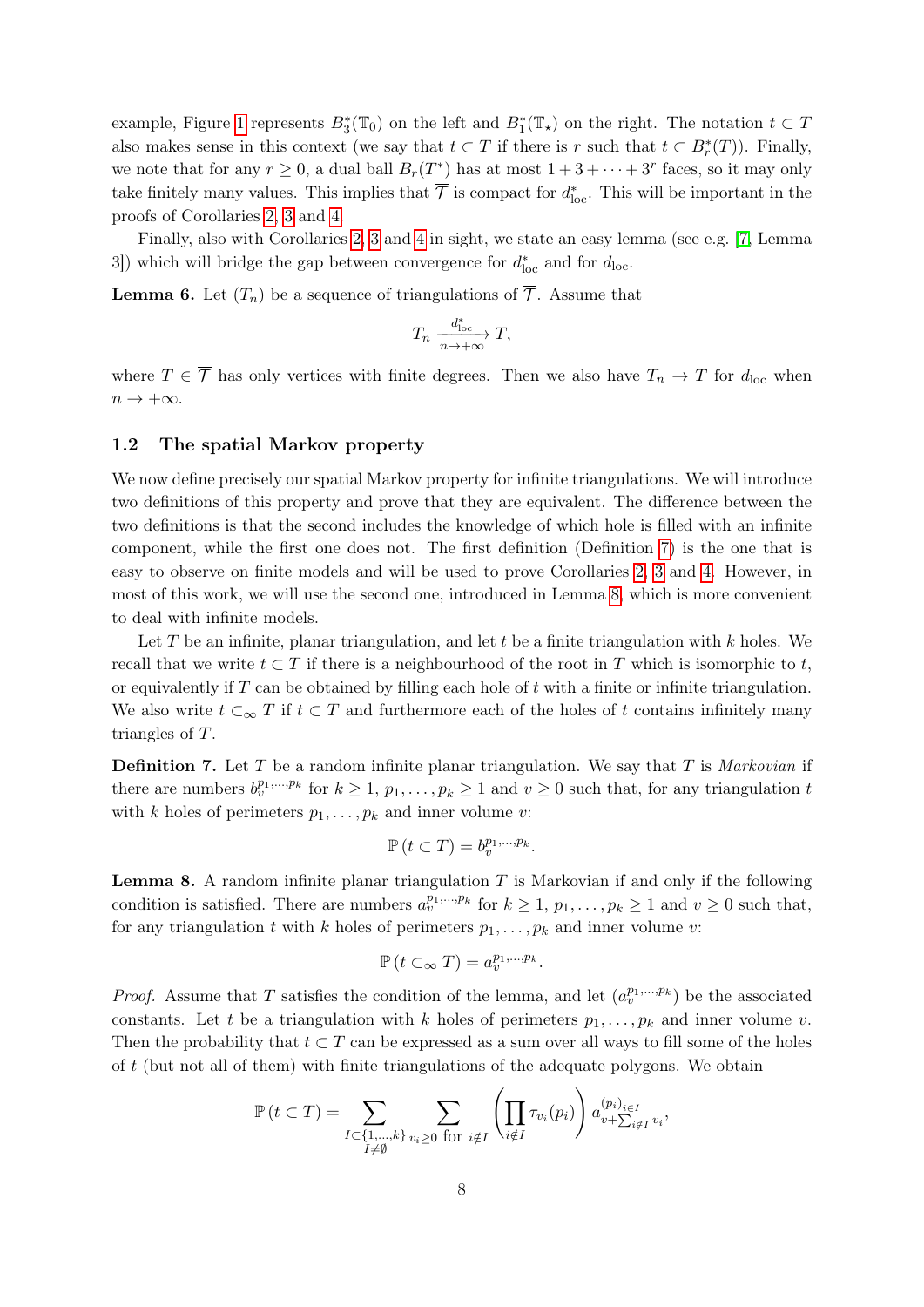example, Figure 1 represents $B_3^*(\mathbb{T}_0)$ on the left and $B_1^*(\mathbb{T}_\star)$ on the right. The notation $t \subset T$ also makes sense in this context (we say that $t \subset T$ if there is $r$ such that $t \subset B_r^*(T)$). Finally, we note that for any $r \geq 0$, a dual ball $B_r(T^*)$ has at most $1+3+\cdots+3^r$ faces, so it may only take finitely many values. This implies that $\overline{\mathcal{T}}$ is compact for $d_{\mathrm{loc}}^*$. This will be important in the proofs of Corollaries 2, 3 and 4.

Finally, also with Corollaries 2, 3 and 4 in sight, we state an easy lemma (see e.g. [7, Lemma 3]) which will bridge the gap between convergence for $d_{\mathrm{loc}}^*$ and for $d_{\mathrm{loc}}$.

**Lemma 6.** Let $(T_n)$ be a sequence of triangulations of $\overline{\mathcal{T}}$. Assume that

$$T_n \xrightarrow[n\to+\infty]{d_{\mathrm{loc}}^*} T,$$

where $T \in \overline{\mathcal{T}}$ has only vertices with finite degrees. Then we also have $T_n \to T$ for $d_{\mathrm{loc}}$ when $n \to +\infty$.

### 1.2 The spatial Markov property

We now define precisely our spatial Markov property for infinite triangulations. We will introduce two definitions of this property and prove that they are equivalent. The difference between the two definitions is that the second includes the knowledge of which hole is filled with an infinite component, while the first one does not. The first definition (Definition 7) is the one that is easy to observe on finite models and will be used to prove Corollaries 2, 3 and 4. However, in most of this work, we will use the second one, introduced in Lemma 8, which is more convenient to deal with infinite models.

Let $T$ be an infinite, planar triangulation, and let $t$ be a finite triangulation with $k$ holes. We recall that we write $t \subset T$ if there is a neighbourhood of the root in $T$ which is isomorphic to $t$, or equivalently if $T$ can be obtained by filling each hole of $t$ with a finite or infinite triangulation. We also write $t \subset_\infty T$ if $t \subset T$ and furthermore each of the holes of $t$ contains infinitely many triangles of $T$.

**Definition 7.** Let $T$ be a random infinite planar triangulation. We say that $T$ is *Markovian* if there are numbers $b_v^{p_1,\dots,p_k}$ for $k \geq 1$, $p_1,\dots,p_k \geq 1$ and $v \geq 0$ such that, for any triangulation $t$ with $k$ holes of perimeters $p_1,\dots,p_k$ and inner volume $v$:

$$\mathbb{P}\left(t \subset T\right) = b_v^{p_1,\dots,p_k}.$$

**Lemma 8.** A random infinite planar triangulation $T$ is Markovian if and only if the following condition is satisfied. There are numbers $a_v^{p_1,\dots,p_k}$ for $k \geq 1$, $p_1,\dots,p_k \geq 1$ and $v \geq 0$ such that, for any triangulation $t$ with $k$ holes of perimeters $p_1,\dots,p_k$ and inner volume $v$:

$$\mathbb{P}\left(t \subset_\infty T\right) = a_v^{p_1,\dots,p_k}.$$

*Proof.* Assume that $T$ satisfies the condition of the lemma, and let $(a_v^{p_1,\dots,p_k})$ be the associated constants. Let $t$ be a triangulation with $k$ holes of perimeters $p_1,\dots,p_k$ and inner volume $v$. Then the probability that $t \subset T$ can be expressed as a sum over all ways to fill some of the holes of $t$ (but not all of them) with finite triangulations of the adequate polygons. We obtain

$$\mathbb{P}\left(t \subset T\right) = \sum_{\substack{I \subset \{1,\dots,k\} \\ I \neq \emptyset}} \sum_{v_i \geq 0 \text{ for } i \notin I} \left(\prod_{i \notin I} \tau_{v_i}(p_i)\right) a_{v+\sum_{i\notin I} v_i}^{(p_i)_{i\in I}},$$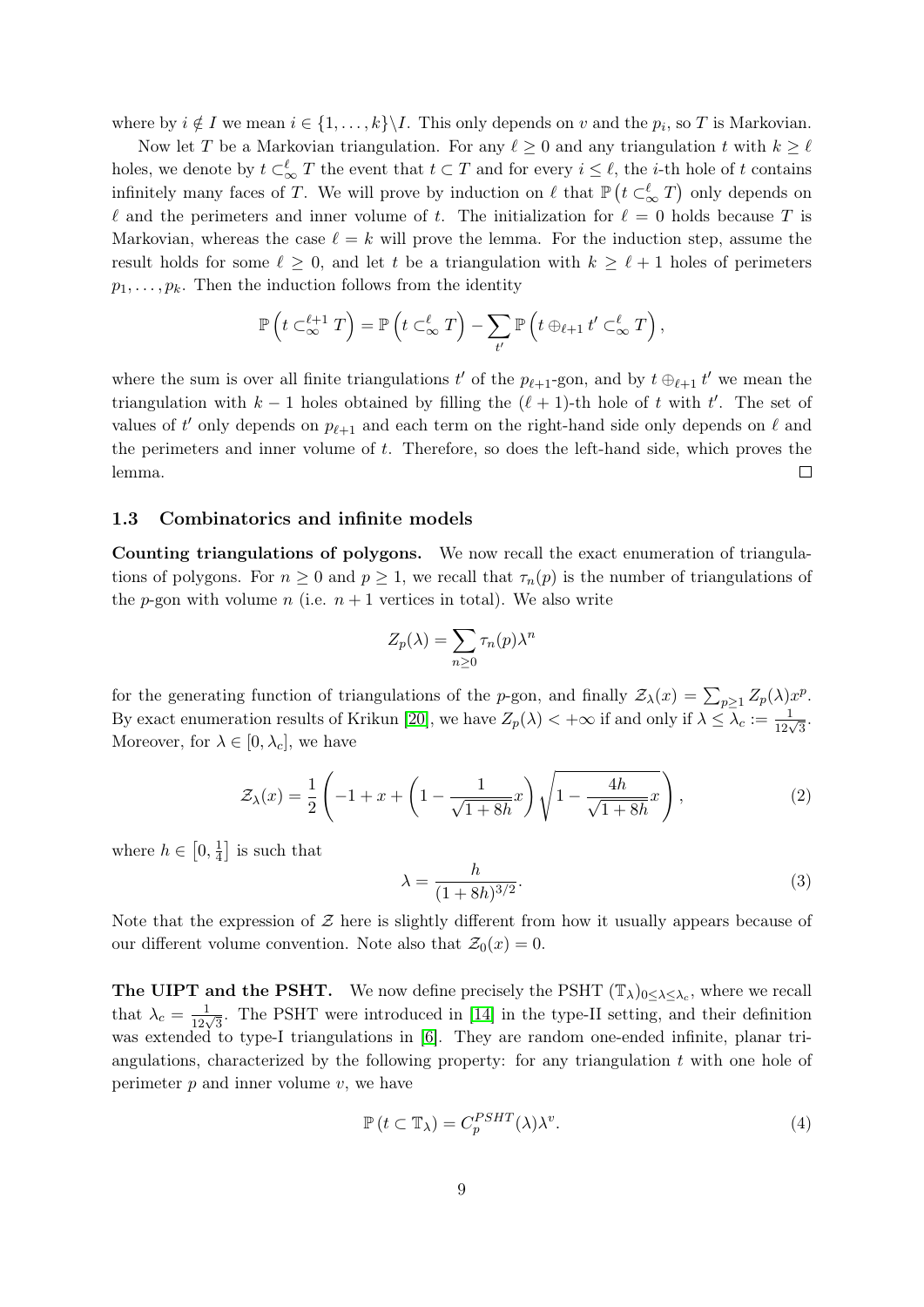where by $i \notin I$ we mean $i \in \{1, \dots, k\} \backslash I$. This only depends on $v$ and the $p_i$, so $T$ is Markovian.

Now let $T$ be a Markovian triangulation. For any $\ell \geq 0$ and any triangulation $t$ with $k \geq \ell$ holes, we denote by $t \subset_\infty^\ell T$ the event that $t \subset T$ and for every $i \leq \ell$, the $i$-th hole of $t$ contains infinitely many faces of $T$. We will prove by induction on $\ell$ that $\mathbb{P}\left(t \subset_\infty^\ell T\right)$ only depends on $\ell$ and the perimeters and inner volume of $t$. The initialization for $\ell = 0$ holds because $T$ is Markovian, whereas the case $\ell = k$ will prove the lemma. For the induction step, assume the result holds for some $\ell \geq 0$, and let $t$ be a triangulation with $k \geq \ell + 1$ holes of perimeters $p_1, \dots, p_k$. Then the induction follows from the identity

$$\mathbb{P}\left(t \subset_\infty^{\ell+1} T\right) = \mathbb{P}\left(t \subset_\infty^\ell T\right) - \sum_{t'} \mathbb{P}\left(t \oplus_{\ell+1} t' \subset_\infty^\ell T\right),$$

where the sum is over all finite triangulations $t'$ of the $p_{\ell+1}$-gon, and by $t \oplus_{\ell+1} t'$ we mean the triangulation with $k-1$ holes obtained by filling the $(\ell+1)$-th hole of $t$ with $t'$. The set of values of $t'$ only depends on $p_{\ell+1}$ and each term on the right-hand side only depends on $\ell$ and the perimeters and inner volume of $t$. Therefore, so does the left-hand side, which proves the lemma. $\square$

### 1.3 Combinatorics and infinite models

**Counting triangulations of polygons.** We now recall the exact enumeration of triangulations of polygons. For $n \geq 0$ and $p \geq 1$, we recall that $\tau_n(p)$ is the number of triangulations of the $p$-gon with volume $n$ (i.e. $n+1$ vertices in total). We also write

$$Z_p(\lambda) = \sum_{n \geq 0} \tau_n(p) \lambda^n$$

for the generating function of triangulations of the $p$-gon, and finally $\mathcal{Z}_\lambda(x) = \sum_{p \geq 1} Z_p(\lambda) x^p$. By exact enumeration results of Krikun [20], we have $Z_p(\lambda) < +\infty$ if and only if $\lambda \leq \lambda_c := \frac{1}{12\sqrt{3}}$. Moreover, for $\lambda \in [0, \lambda_c]$, we have

$$\mathcal{Z}_\lambda(x) = \frac{1}{2}\left(-1 + x + \left(1 - \frac{1}{\sqrt{1+8h}}x\right)\sqrt{1 - \frac{4h}{\sqrt{1+8h}}x}\right), \tag{2}$$

where $h \in \left[0, \frac{1}{4}\right]$ is such that

$$\lambda = \frac{h}{(1+8h)^{3/2}}. \tag{3}$$

Note that the expression of $\mathcal{Z}$ here is slightly different from how it usually appears because of our different volume convention. Note also that $\mathcal{Z}_0(x) = 0$.

**The UIPT and the PSHT.** We now define precisely the PSHT $(\mathbb{T}_\lambda)_{0 \leq \lambda \leq \lambda_c}$, where we recall that $\lambda_c = \frac{1}{12\sqrt{3}}$. The PSHT were introduced in [14] in the type-II setting, and their definition was extended to type-I triangulations in [6]. They are random one-ended infinite, planar triangulations, characterized by the following property: for any triangulation $t$ with one hole of perimeter $p$ and inner volume $v$, we have

$$\mathbb{P}\left(t \subset \mathbb{T}_\lambda\right) = C_p^{PSHT}(\lambda) \lambda^v. \tag{4}$$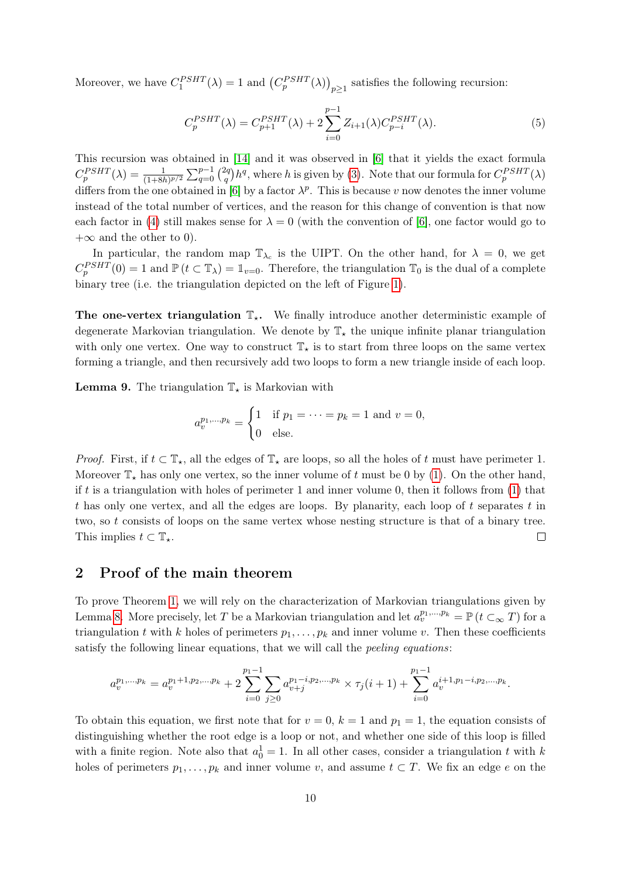Moreover, we have $C_1^{PSHT}(\lambda) = 1$ and $\left(C_p^{PSHT}(\lambda)\right)_{p\geq 1}$ satisfies the following recursion:

$$C_p^{PSHT}(\lambda) = C_{p+1}^{PSHT}(\lambda) + 2\sum_{i=0}^{p-1} Z_{i+1}(\lambda) C_{p-i}^{PSHT}(\lambda). \tag{5}$$

This recursion was obtained in [14] and it was observed in [6] that it yields the exact formula $C_p^{PSHT}(\lambda) = \frac{1}{(1+8h)^{p/2}} \sum_{q=0}^{p-1} \binom{2q}{q} h^q$, where $h$ is given by (3). Note that our formula for $C_p^{PSHT}(\lambda)$ differs from the one obtained in [6] by a factor $\lambda^p$. This is because $v$ now denotes the inner volume instead of the total number of vertices, and the reason for this change of convention is that now each factor in (4) still makes sense for $\lambda = 0$ (with the convention of [6], one factor would go to $+\infty$ and the other to 0).

In particular, the random map $\mathbb{T}_{\lambda_c}$ is the UIPT. On the other hand, for $\lambda = 0$, we get $C_p^{PSHT}(0) = 1$ and $\mathbb{P}(t \subset \mathbb{T}_\lambda) = \mathbb{1}_{v=0}$. Therefore, the triangulation $\mathbb{T}_0$ is the dual of a complete binary tree (i.e. the triangulation depicted on the left of Figure 1).

**The one-vertex triangulation $\mathbb{T}_\star$.** We finally introduce another deterministic example of degenerate Markovian triangulation. We denote by $\mathbb{T}_\star$ the unique infinite planar triangulation with only one vertex. One way to construct $\mathbb{T}_\star$ is to start from three loops on the same vertex forming a triangle, and then recursively add two loops to form a new triangle inside of each loop.

**Lemma 9.** The triangulation $\mathbb{T}_\star$ is Markovian with

$$a_v^{p_1,\dots,p_k} = \begin{cases} 1 & \text{if } p_1 = \dots = p_k = 1 \text{ and } v = 0, \\ 0 & \text{else.} \end{cases}$$

*Proof.* First, if $t \subset \mathbb{T}_\star$, all the edges of $\mathbb{T}_\star$ are loops, so all the holes of $t$ must have perimeter 1. Moreover $\mathbb{T}_\star$ has only one vertex, so the inner volume of $t$ must be 0 by (1). On the other hand, if $t$ is a triangulation with holes of perimeter 1 and inner volume 0, then it follows from (1) that $t$ has only one vertex, and all the edges are loops. By planarity, each loop of $t$ separates $t$ in two, so $t$ consists of loops on the same vertex whose nesting structure is that of a binary tree. This implies $t \subset \mathbb{T}_\star$. ☐

## 2 Proof of the main theorem

To prove Theorem 1, we will rely on the characterization of Markovian triangulations given by Lemma 8. More precisely, let $T$ be a Markovian triangulation and let $a_v^{p_1,\dots,p_k} = \mathbb{P}(t \subset_\infty T)$ for a triangulation $t$ with $k$ holes of perimeters $p_1, \dots, p_k$ and inner volume $v$. Then these coefficients satisfy the following linear equations, that we will call the *peeling equations*:

$$a_v^{p_1,\dots,p_k} = a_v^{p_1+1,p_2,\dots,p_k} + 2\sum_{i=0}^{p_1-1}\sum_{j\geq 0} a_{v+j}^{p_1-i,p_2,\dots,p_k} \times \tau_j(i+1) + \sum_{i=0}^{p_1-1} a_v^{i+1,p_1-i,p_2,\dots,p_k}.$$

To obtain this equation, we first note that for $v = 0$, $k = 1$ and $p_1 = 1$, the equation consists of distinguishing whether the root edge is a loop or not, and whether one side of this loop is filled with a finite region. Note also that $a_0^1 = 1$. In all other cases, consider a triangulation $t$ with $k$ holes of perimeters $p_1, \dots, p_k$ and inner volume $v$, and assume $t \subset T$. We fix an edge $e$ on the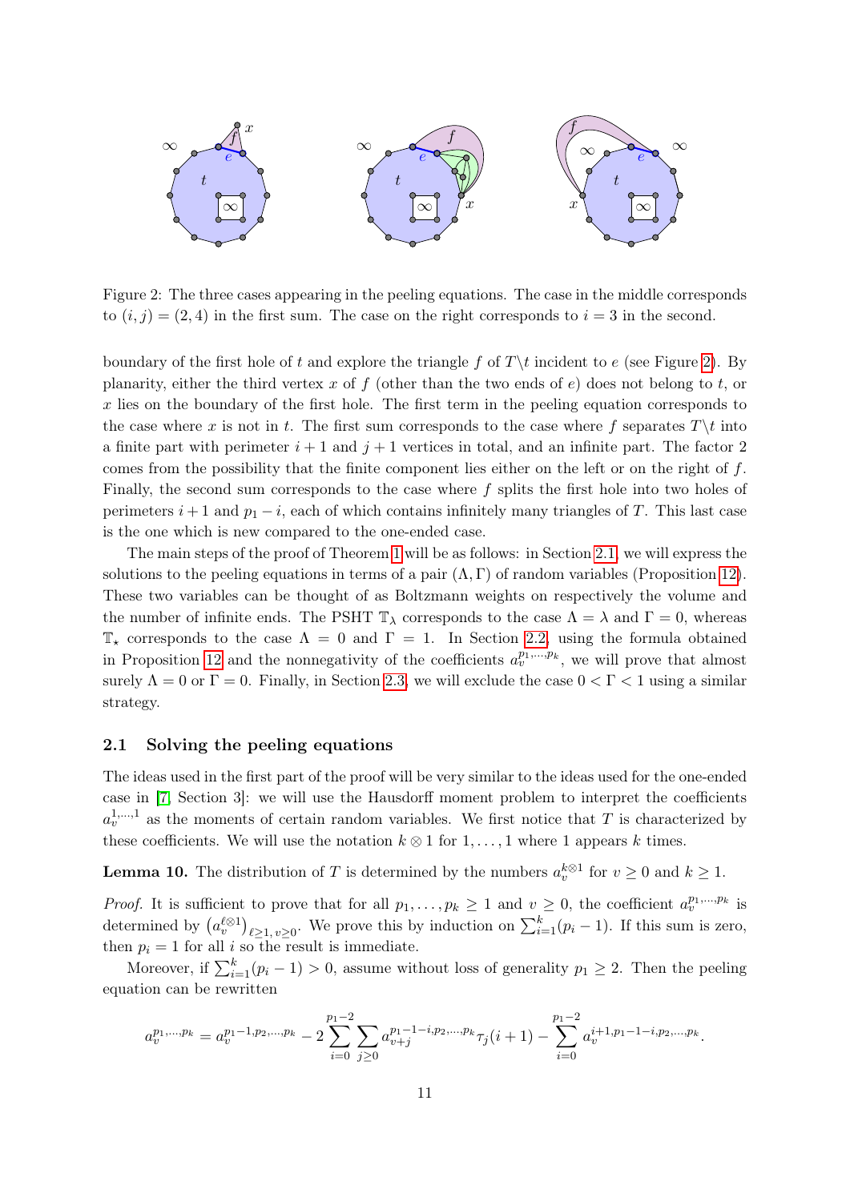Figure 2: The three cases appearing in the peeling equations. The case in the middle corresponds to $(i,j) = (2,4)$ in the first sum. The case on the right corresponds to $i = 3$ in the second.

boundary of the first hole of $t$ and explore the triangle $f$ of $T \backslash t$ incident to $e$ (see Figure 2). By planarity, either the third vertex $x$ of $f$ (other than the two ends of $e$) does not belong to $t$, or $x$ lies on the boundary of the first hole. The first term in the peeling equation corresponds to the case where $x$ is not in $t$. The first sum corresponds to the case where $f$ separates $T \backslash t$ into a finite part with perimeter $i+1$ and $j+1$ vertices in total, and an infinite part. The factor 2 comes from the possibility that the finite component lies either on the left or on the right of $f$. Finally, the second sum corresponds to the case where $f$ splits the first hole into two holes of perimeters $i+1$ and $p_1 - i$, each of which contains infinitely many triangles of $T$. This last case is the one which is new compared to the one-ended case.

The main steps of the proof of Theorem 1 will be as follows: in Section 2.1, we will express the solutions to the peeling equations in terms of a pair $(\Lambda, \Gamma)$ of random variables (Proposition 12). These two variables can be thought of as Boltzmann weights on respectively the volume and the number of infinite ends. The PSHT $\mathbb{T}_\lambda$ corresponds to the case $\Lambda = \lambda$ and $\Gamma = 0$, whereas $\mathbb{T}_\star$ corresponds to the case $\Lambda = 0$ and $\Gamma = 1$. In Section 2.2, using the formula obtained in Proposition 12 and the nonnegativity of the coefficients $a_v^{p_1,\dots,p_k}$, we will prove that almost surely $\Lambda = 0$ or $\Gamma = 0$. Finally, in Section 2.3, we will exclude the case $0 < \Gamma < 1$ using a similar strategy.

## 2.1 Solving the peeling equations

The ideas used in the first part of the proof will be very similar to the ideas used for the one-ended case in [7, Section 3]: we will use the Hausdorff moment problem to interpret the coefficients $a_v^{1,\dots,1}$ as the moments of certain random variables. We first notice that $T$ is characterized by these coefficients. We will use the notation $k \otimes 1$ for $1, \dots, 1$ where 1 appears $k$ times.

**Lemma 10.** The distribution of $T$ is determined by the numbers $a_v^{k\otimes 1}$ for $v \geq 0$ and $k \geq 1$.

*Proof.* It is sufficient to prove that for all $p_1, \dots, p_k \geq 1$ and $v \geq 0$, the coefficient $a_v^{p_1,\dots,p_k}$ is determined by $\left(a_v^{\ell\otimes 1}\right)_{\ell \geq 1, v \geq 0}$. We prove this by induction on $\sum_{i=1}^k (p_i - 1)$. If this sum is zero, then $p_i = 1$ for all $i$ so the result is immediate.

Moreover, if $\sum_{i=1}^k (p_i - 1) > 0$, assume without loss of generality $p_1 \geq 2$. Then the peeling equation can be rewritten

$$a_v^{p_1,\dots,p_k} = a_v^{p_1-1,p_2,\dots,p_k} - 2\sum_{i=0}^{p_1-2}\sum_{j\geq 0} a_{v+j}^{p_1-1-i,p_2,\dots,p_k}\tau_j(i+1) - \sum_{i=0}^{p_1-2} a_v^{i+1,p_1-1-i,p_2,\dots,p_k}.$$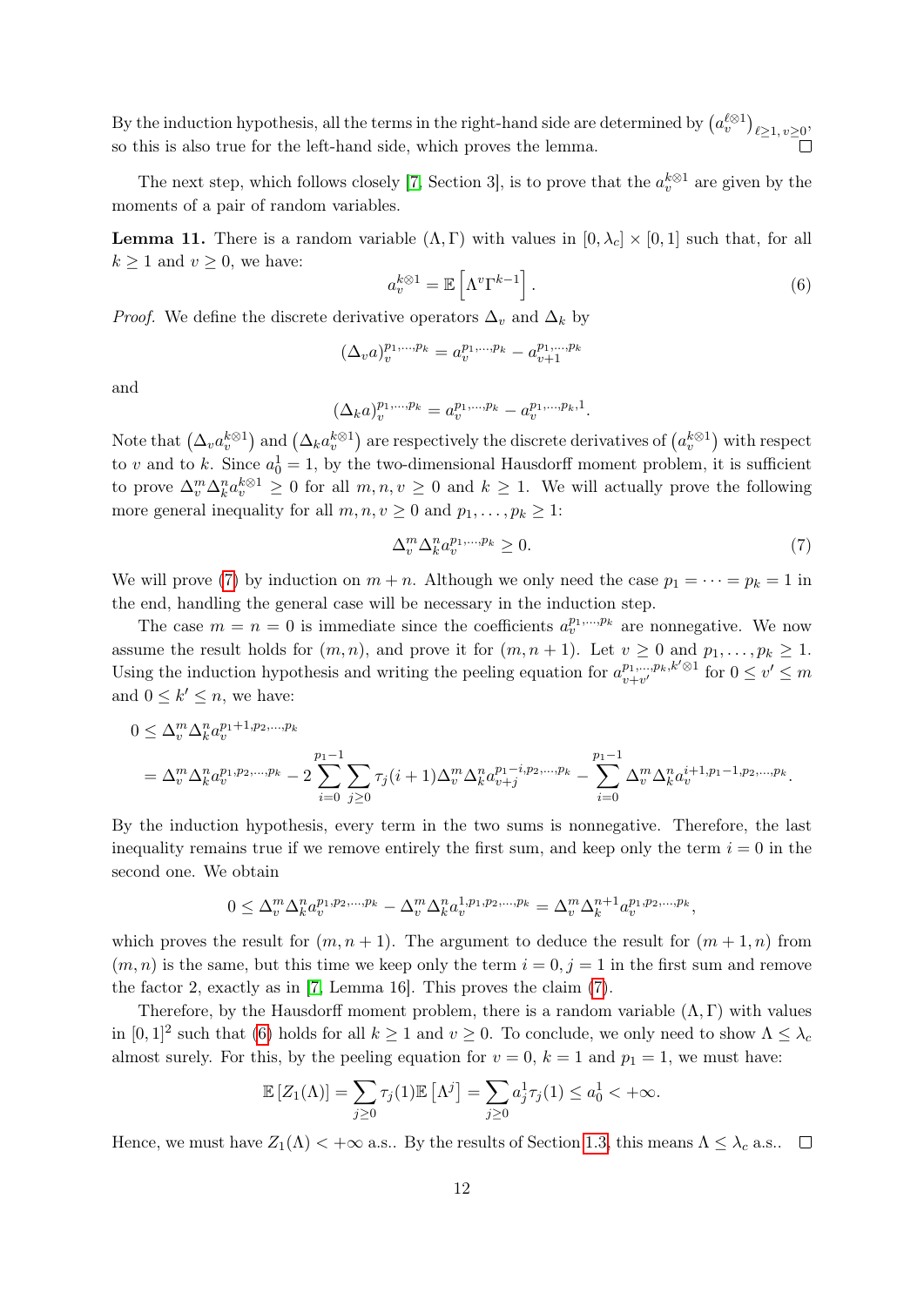By the induction hypothesis, all the terms in the right-hand side are determined by $\left(a_v^{\ell\otimes 1}\right)_{\ell\geq 1,\, v\geq 0}$, so this is also true for the left-hand side, which proves the lemma. □

The next step, which follows closely [7, Section 3], is to prove that the $a_v^{k\otimes 1}$ are given by the moments of a pair of random variables.

**Lemma 11.** There is a random variable $(\Lambda, \Gamma)$ with values in $[0, \lambda_c] \times [0,1]$ such that, for all $k \geq 1$ and $v \geq 0$, we have:

$$a_v^{k\otimes 1} = \mathbb{E}\left[\Lambda^v \Gamma^{k-1}\right]. \tag{6}$$

*Proof.* We define the discrete derivative operators $\Delta_v$ and $\Delta_k$ by

$$(\Delta_v a)_v^{p_1,\dots,p_k} = a_v^{p_1,\dots,p_k} - a_{v+1}^{p_1,\dots,p_k}$$

and

$$(\Delta_k a)_v^{p_1,\dots,p_k} = a_v^{p_1,\dots,p_k} - a_v^{p_1,\dots,p_k,1}.$$

Note that $\left(\Delta_v a_v^{k\otimes 1}\right)$ and $\left(\Delta_k a_v^{k\otimes 1}\right)$ are respectively the discrete derivatives of $\left(a_v^{k\otimes 1}\right)$ with respect to $v$ and to $k$. Since $a_0^1 = 1$, by the two-dimensional Hausdorff moment problem, it is sufficient to prove $\Delta_v^m \Delta_k^n a_v^{k\otimes 1} \geq 0$ for all $m, n, v \geq 0$ and $k \geq 1$. We will actually prove the following more general inequality for all $m, n, v \geq 0$ and $p_1, \dots, p_k \geq 1$:

$$\Delta_v^m \Delta_k^n a_v^{p_1,\dots,p_k} \geq 0. \tag{7}$$

We will prove (7) by induction on $m + n$. Although we only need the case $p_1 = \dots = p_k = 1$ in the end, handling the general case will be necessary in the induction step.

The case $m = n = 0$ is immediate since the coefficients $a_v^{p_1,\dots,p_k}$ are nonnegative. We now assume the result holds for $(m, n)$, and prove it for $(m, n+1)$. Let $v \geq 0$ and $p_1, \dots, p_k \geq 1$. Using the induction hypothesis and writing the peeling equation for $a_{v+v'}^{p_1,\dots,p_k,k'\otimes 1}$ for $0 \leq v' \leq m$ and $0 \leq k' \leq n$, we have:

$$\begin{aligned}
0 &\leq \Delta_v^m \Delta_k^n a_v^{p_1+1,p_2,\dots,p_k} \\
&= \Delta_v^m \Delta_k^n a_v^{p_1,p_2,\dots,p_k} - 2\sum_{i=0}^{p_1-1}\sum_{j\geq 0} \tau_j(i+1) \Delta_v^m \Delta_k^n a_{v+j}^{p_1-i,p_2,\dots,p_k} - \sum_{i=0}^{p_1-1} \Delta_v^m \Delta_k^n a_v^{i+1,p_1-1,p_2,\dots,p_k}.
\end{aligned}$$

By the induction hypothesis, every term in the two sums is nonnegative. Therefore, the last inequality remains true if we remove entirely the first sum, and keep only the term $i = 0$ in the second one. We obtain

$$0 \leq \Delta_v^m \Delta_k^n a_v^{p_1,p_2,\dots,p_k} - \Delta_v^m \Delta_k^n a_v^{1,p_1,p_2,\dots,p_k} = \Delta_v^m \Delta_k^{n+1} a_v^{p_1,p_2,\dots,p_k},$$

which proves the result for $(m, n+1)$. The argument to deduce the result for $(m+1, n)$ from $(m, n)$ is the same, but this time we keep only the term $i = 0, j = 1$ in the first sum and remove the factor 2, exactly as in [7, Lemma 16]. This proves the claim (7).

Therefore, by the Hausdorff moment problem, there is a random variable $(\Lambda, \Gamma)$ with values in $[0,1]^2$ such that (6) holds for all $k \geq 1$ and $v \geq 0$. To conclude, we only need to show $\Lambda \leq \lambda_c$ almost surely. For this, by the peeling equation for $v = 0$, $k = 1$ and $p_1 = 1$, we must have:

$$\mathbb{E}\left[Z_1(\Lambda)\right] = \sum_{j\geq 0} \tau_j(1) \mathbb{E}\left[\Lambda^j\right] = \sum_{j\geq 0} a_j^1 \tau_j(1) \leq a_0^1 < +\infty.$$

Hence, we must have $Z_1(\Lambda) < +\infty$ a.s.. By the results of Section 1.3, this means $\Lambda \leq \lambda_c$ a.s.. □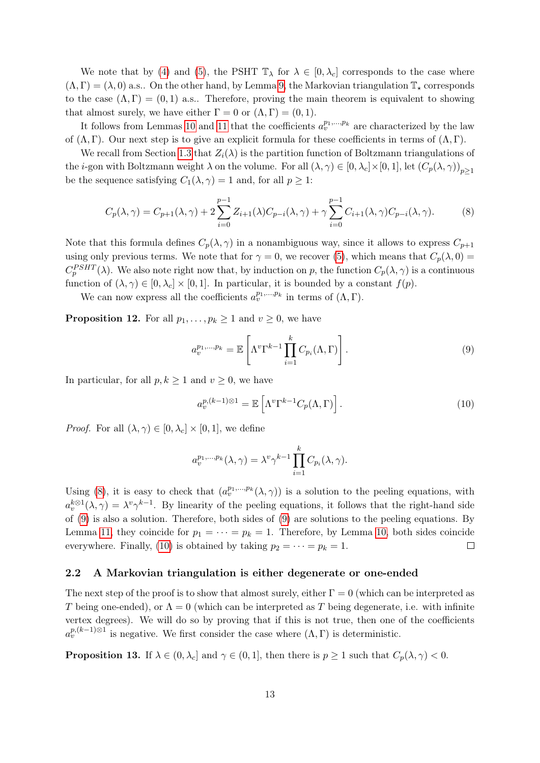We note that by (4) and (5), the PSHT $\mathbb{T}_\lambda$ for $\lambda \in [0, \lambda_c]$ corresponds to the case where $(\Lambda, \Gamma) = (\lambda, 0)$ a.s.. On the other hand, by Lemma 9, the Markovian triangulation $\mathbb{T}_\star$ corresponds to the case $(\Lambda, \Gamma) = (0, 1)$ a.s.. Therefore, proving the main theorem is equivalent to showing that almost surely, we have either $\Gamma = 0$ or $(\Lambda, \Gamma) = (0, 1)$.

It follows from Lemmas 10 and 11 that the coefficients $a_v^{p_1,\dots,p_k}$ are characterized by the law of $(\Lambda, \Gamma)$. Our next step is to give an explicit formula for these coefficients in terms of $(\Lambda, \Gamma)$.

We recall from Section 1.3 that $Z_i(\lambda)$ is the partition function of Boltzmann triangulations of the $i$-gon with Boltzmann weight $\lambda$ on the volume. For all $(\lambda, \gamma) \in [0, \lambda_c] \times [0, 1]$, let $(C_p(\lambda, \gamma))_{p \geq 1}$ be the sequence satisfying $C_1(\lambda, \gamma) = 1$ and, for all $p \geq 1$:

$$C_p(\lambda, \gamma) = C_{p+1}(\lambda, \gamma) + 2 \sum_{i=0}^{p-1} Z_{i+1}(\lambda) C_{p-i}(\lambda, \gamma) + \gamma \sum_{i=0}^{p-1} C_{i+1}(\lambda, \gamma) C_{p-i}(\lambda, \gamma). \tag{8}$$

Note that this formula defines $C_p(\lambda, \gamma)$ in a nonambiguous way, since it allows to express $C_{p+1}$ using only previous terms. We note that for $\gamma = 0$, we recover (5), which means that $C_p(\lambda, 0) = C_p^{PSHT}(\lambda)$. We also note right now that, by induction on $p$, the function $C_p(\lambda, \gamma)$ is a continuous function of $(\lambda, \gamma) \in [0, \lambda_c] \times [0, 1]$. In particular, it is bounded by a constant $f(p)$.

We can now express all the coefficients $a_v^{p_1,\dots,p_k}$ in terms of $(\Lambda, \Gamma)$.

**Proposition 12.** For all $p_1, \dots, p_k \geq 1$ and $v \geq 0$, we have

$$a_v^{p_1,\dots,p_k} = \mathbb{E}\left[\Lambda^v \Gamma^{k-1} \prod_{i=1}^{k} C_{p_i}(\Lambda, \Gamma)\right]. \tag{9}$$

In particular, for all $p, k \geq 1$ and $v \geq 0$, we have

$$a_v^{p,(k-1)\otimes 1} = \mathbb{E}\left[\Lambda^v \Gamma^{k-1} C_p(\Lambda, \Gamma)\right]. \tag{10}$$

*Proof.* For all $(\lambda, \gamma) \in [0, \lambda_c] \times [0, 1]$, we define

$$a_v^{p_1,\dots,p_k}(\lambda, \gamma) = \lambda^v \gamma^{k-1} \prod_{i=1}^{k} C_{p_i}(\lambda, \gamma).$$

Using (8), it is easy to check that $(a_v^{p_1,\dots,p_k}(\lambda, \gamma))$ is a solution to the peeling equations, with $a_v^{k\otimes 1}(\lambda, \gamma) = \lambda^v \gamma^{k-1}$. By linearity of the peeling equations, it follows that the right-hand side of (9) is also a solution. Therefore, both sides of (9) are solutions to the peeling equations. By Lemma 11, they coincide for $p_1 = \cdots = p_k = 1$. Therefore, by Lemma 10, both sides coincide everywhere. Finally, (10) is obtained by taking $p_2 = \cdots = p_k = 1$. $\square$

## 2.2 A Markovian triangulation is either degenerate or one-ended

The next step of the proof is to show that almost surely, either $\Gamma = 0$ (which can be interpreted as $T$ being one-ended), or $\Lambda = 0$ (which can be interpreted as $T$ being degenerate, i.e. with infinite vertex degrees). We will do so by proving that if this is not true, then one of the coefficients $a_v^{p,(k-1)\otimes 1}$ is negative. We first consider the case where $(\Lambda, \Gamma)$ is deterministic.

**Proposition 13.** If $\lambda \in (0, \lambda_c]$ and $\gamma \in (0, 1]$, then there is $p \geq 1$ such that $C_p(\lambda, \gamma) < 0$.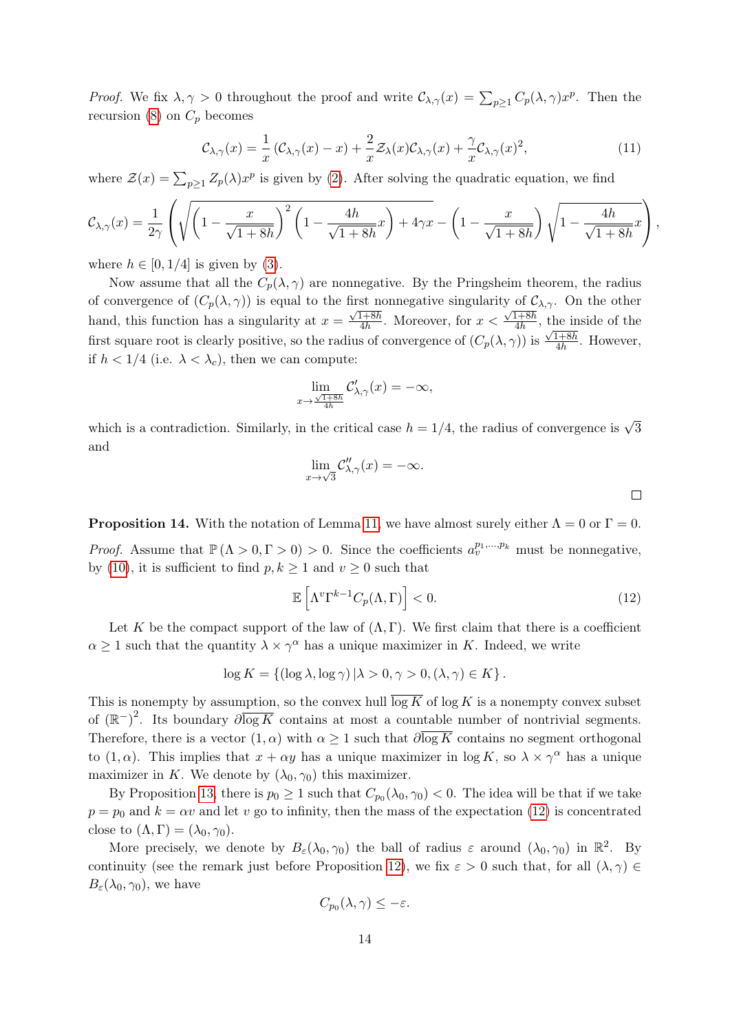*Proof.* We fix $\lambda, \gamma > 0$ throughout the proof and write $\mathcal{C}_{\lambda,\gamma}(x) = \sum_{p\geq 1} C_p(\lambda,\gamma)x^p$. Then the recursion (8) on $C_p$ becomes

$$\mathcal{C}_{\lambda,\gamma}(x) = \frac{1}{x}\left(\mathcal{C}_{\lambda,\gamma}(x) - x\right) + \frac{2}{x}\mathcal{Z}_\lambda(x)\mathcal{C}_{\lambda,\gamma}(x) + \frac{\gamma}{x}\mathcal{C}_{\lambda,\gamma}(x)^2, \tag{11}$$

where $\mathcal{Z}(x) = \sum_{p\geq 1} Z_p(\lambda)x^p$ is given by (2). After solving the quadratic equation, we find

$$\mathcal{C}_{\lambda,\gamma}(x) = \frac{1}{2\gamma}\left(\sqrt{\left(1-\frac{x}{\sqrt{1+8h}}\right)^2\left(1-\frac{4h}{\sqrt{1+8h}}x\right)+4\gamma x} - \left(1-\frac{x}{\sqrt{1+8h}}\right)\sqrt{1-\frac{4h}{\sqrt{1+8h}}x}\right),$$

where $h \in [0, 1/4]$ is given by (3).

Now assume that all the $C_p(\lambda,\gamma)$ are nonnegative. By the Pringsheim theorem, the radius of convergence of $(C_p(\lambda,\gamma))$ is equal to the first nonnegative singularity of $\mathcal{C}_{\lambda,\gamma}$. On the other hand, this function has a singularity at $x = \frac{\sqrt{1+8h}}{4h}$. Moreover, for $x < \frac{\sqrt{1+8h}}{4h}$, the inside of the first square root is clearly positive, so the radius of convergence of $(C_p(\lambda,\gamma))$ is $\frac{\sqrt{1+8h}}{4h}$. However, if $h < 1/4$ (i.e. $\lambda < \lambda_c$), then we can compute:

$$\lim_{x\to\frac{\sqrt{1+8h}}{4h}} \mathcal{C}'_{\lambda,\gamma}(x) = -\infty,$$

which is a contradiction. Similarly, in the critical case $h = 1/4$, the radius of convergence is $\sqrt{3}$ and

$$\lim_{x\to\sqrt{3}} \mathcal{C}''_{\lambda,\gamma}(x) = -\infty.$$

□

**Proposition 14.** With the notation of Lemma 11, we have almost surely either $\Lambda = 0$ or $\Gamma = 0$.

*Proof.* Assume that $\mathbb{P}(\Lambda > 0, \Gamma > 0) > 0$. Since the coefficients $a_v^{p_1,\dots,p_k}$ must be nonnegative, by (10), it is sufficient to find $p, k \geq 1$ and $v \geq 0$ such that

$$\mathbb{E}\left[\Lambda^v \Gamma^{k-1} C_p(\Lambda,\Gamma)\right] < 0. \tag{12}$$

Let $K$ be the compact support of the law of $(\Lambda, \Gamma)$. We first claim that there is a coefficient $\alpha \geq 1$ such that the quantity $\lambda \times \gamma^\alpha$ has a unique maximizer in $K$. Indeed, we write

$$\log K = \left\{(\log\lambda, \log\gamma)\,|\,\lambda > 0, \gamma > 0, (\lambda,\gamma) \in K\right\}.$$

This is nonempty by assumption, so the convex hull $\overline{\log K}$ of $\log K$ is a nonempty convex subset of $(\mathbb{R}^-)^2$. Its boundary $\partial\overline{\log K}$ contains at most a countable number of nontrivial segments. Therefore, there is a vector $(1, \alpha)$ with $\alpha \geq 1$ such that $\partial\overline{\log K}$ contains no segment orthogonal to $(1, \alpha)$. This implies that $x + \alpha y$ has a unique maximizer in $\log K$, so $\lambda \times \gamma^\alpha$ has a unique maximizer in $K$. We denote by $(\lambda_0, \gamma_0)$ this maximizer.

By Proposition 13, there is $p_0 \geq 1$ such that $C_{p_0}(\lambda_0, \gamma_0) < 0$. The idea will be that if we take $p = p_0$ and $k = \alpha v$ and let $v$ go to infinity, then the mass of the expectation (12) is concentrated close to $(\Lambda, \Gamma) = (\lambda_0, \gamma_0)$.

More precisely, we denote by $B_\varepsilon(\lambda_0, \gamma_0)$ the ball of radius $\varepsilon$ around $(\lambda_0, \gamma_0)$ in $\mathbb{R}^2$. By continuity (see the remark just before Proposition 12), we fix $\varepsilon > 0$ such that, for all $(\lambda, \gamma) \in B_\varepsilon(\lambda_0, \gamma_0)$, we have

$$C_{p_0}(\lambda, \gamma) \leq -\varepsilon.$$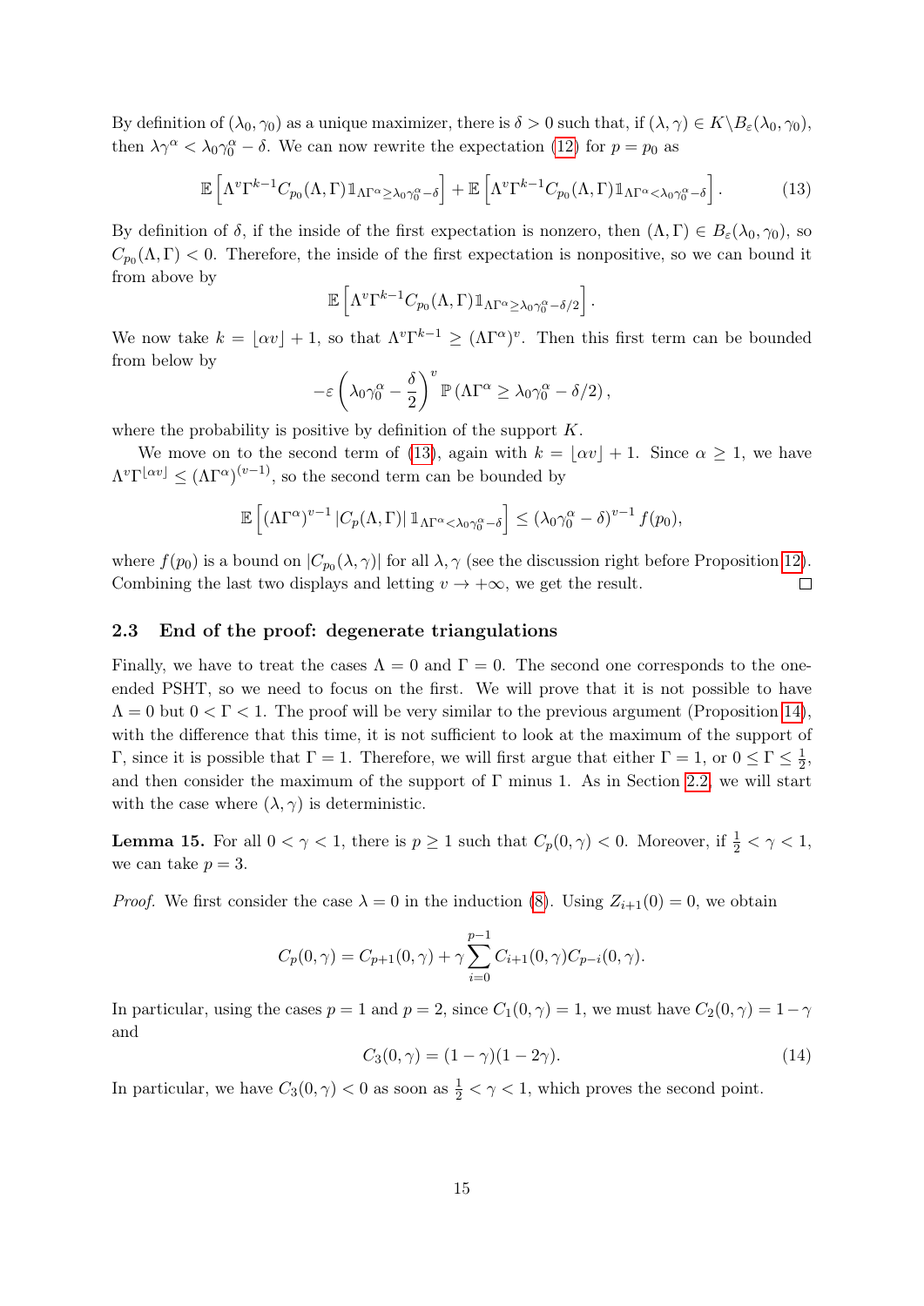By definition of $(\lambda_0, \gamma_0)$ as a unique maximizer, there is $\delta > 0$ such that, if $(\lambda, \gamma) \in K \backslash B_\varepsilon(\lambda_0, \gamma_0)$, then $\lambda\gamma^\alpha < \lambda_0\gamma_0^\alpha - \delta$. We can now rewrite the expectation (12) for $p = p_0$ as

$$\mathbb{E}\left[\Lambda^v \Gamma^{k-1} C_{p_0}(\Lambda, \Gamma) \mathbb{1}_{\Lambda\Gamma^\alpha \geq \lambda_0\gamma_0^\alpha - \delta}\right] + \mathbb{E}\left[\Lambda^v \Gamma^{k-1} C_{p_0}(\Lambda, \Gamma) \mathbb{1}_{\Lambda\Gamma^\alpha < \lambda_0\gamma_0^\alpha - \delta}\right]. \tag{13}$$

By definition of $\delta$, if the inside of the first expectation is nonzero, then $(\Lambda, \Gamma) \in B_\varepsilon(\lambda_0, \gamma_0)$, so $C_{p_0}(\Lambda, \Gamma) < 0$. Therefore, the inside of the first expectation is nonpositive, so we can bound it from above by

$$\mathbb{E}\left[\Lambda^v \Gamma^{k-1} C_{p_0}(\Lambda, \Gamma) \mathbb{1}_{\Lambda\Gamma^\alpha \geq \lambda_0\gamma_0^\alpha - \delta/2}\right].$$

We now take $k = \lfloor \alpha v \rfloor + 1$, so that $\Lambda^v \Gamma^{k-1} \geq (\Lambda\Gamma^\alpha)^v$. Then this first term can be bounded from below by

$$-\varepsilon \left(\lambda_0\gamma_0^\alpha - \frac{\delta}{2}\right)^v \mathbb{P}\left(\Lambda\Gamma^\alpha \geq \lambda_0\gamma_0^\alpha - \delta/2\right),$$

where the probability is positive by definition of the support $K$.

We move on to the second term of (13), again with $k = \lfloor \alpha v \rfloor + 1$. Since $\alpha \geq 1$, we have $\Lambda^v \Gamma^{\lfloor \alpha v \rfloor} \leq (\Lambda\Gamma^\alpha)^{(v-1)}$, so the second term can be bounded by

$$\mathbb{E}\left[(\Lambda\Gamma^\alpha)^{v-1} |C_p(\Lambda, \Gamma)| \, \mathbb{1}_{\Lambda\Gamma^\alpha < \lambda_0\gamma_0^\alpha - \delta}\right] \leq (\lambda_0\gamma_0^\alpha - \delta)^{v-1} f(p_0),$$

where $f(p_0)$ is a bound on $|C_{p_0}(\lambda, \gamma)|$ for all $\lambda, \gamma$ (see the discussion right before Proposition 12). Combining the last two displays and letting $v \to +\infty$, we get the result. $\square$

### 2.3 End of the proof: degenerate triangulations

Finally, we have to treat the cases $\Lambda = 0$ and $\Gamma = 0$. The second one corresponds to the one-ended PSHT, so we need to focus on the first. We will prove that it is not possible to have $\Lambda = 0$ but $0 < \Gamma < 1$. The proof will be very similar to the previous argument (Proposition 14), with the difference that this time, it is not sufficient to look at the maximum of the support of $\Gamma$, since it is possible that $\Gamma = 1$. Therefore, we will first argue that either $\Gamma = 1$, or $0 \leq \Gamma \leq \frac{1}{2}$, and then consider the maximum of the support of $\Gamma$ minus 1. As in Section 2.2, we will start with the case where $(\lambda, \gamma)$ is deterministic.

**Lemma 15.** *For all $0 < \gamma < 1$, there is $p \geq 1$ such that $C_p(0, \gamma) < 0$. Moreover, if $\frac{1}{2} < \gamma < 1$, we can take $p = 3$.*

*Proof.* We first consider the case $\lambda = 0$ in the induction (8). Using $Z_{i+1}(0) = 0$, we obtain

$$C_p(0, \gamma) = C_{p+1}(0, \gamma) + \gamma \sum_{i=0}^{p-1} C_{i+1}(0, \gamma) C_{p-i}(0, \gamma).$$

In particular, using the cases $p = 1$ and $p = 2$, since $C_1(0, \gamma) = 1$, we must have $C_2(0, \gamma) = 1 - \gamma$ and

$$C_3(0, \gamma) = (1 - \gamma)(1 - 2\gamma). \tag{14}$$

In particular, we have $C_3(0, \gamma) < 0$ as soon as $\frac{1}{2} < \gamma < 1$, which proves the second point.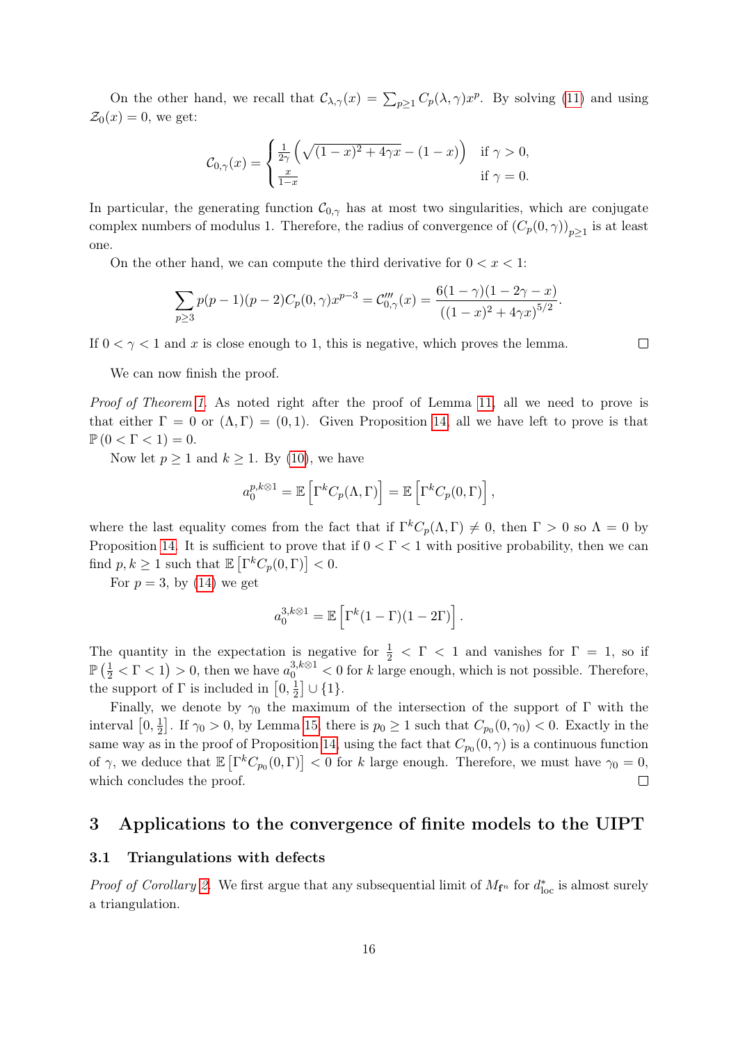On the other hand, we recall that $\mathcal{C}_{\lambda,\gamma}(x) = \sum_{p\geq 1} C_p(\lambda,\gamma)x^p$. By solving (11) and using $\mathcal{Z}_0(x) = 0$, we get:

$$\mathcal{C}_{0,\gamma}(x) = \begin{cases} \frac{1}{2\gamma}\left(\sqrt{(1-x)^2+4\gamma x}-(1-x)\right) & \text{if } \gamma > 0, \\ \frac{x}{1-x} & \text{if } \gamma = 0. \end{cases}$$

In particular, the generating function $\mathcal{C}_{0,\gamma}$ has at most two singularities, which are conjugate complex numbers of modulus 1. Therefore, the radius of convergence of $(C_p(0,\gamma))_{p\geq 1}$ is at least one.

On the other hand, we can compute the third derivative for $0 < x < 1$:

$$\sum_{p\geq 3} p(p-1)(p-2)C_p(0,\gamma)x^{p-3} = \mathcal{C}'''_{0,\gamma}(x) = \frac{6(1-\gamma)(1-2\gamma-x)}{((1-x)^2+4\gamma x)^{5/2}}.$$

If $0 < \gamma < 1$ and $x$ is close enough to 1, this is negative, which proves the lemma. □

We can now finish the proof.

*Proof of Theorem 1.* As noted right after the proof of Lemma 11, all we need to prove is that either $\Gamma = 0$ or $(\Lambda, \Gamma) = (0, 1)$. Given Proposition 14, all we have left to prove is that $\mathbb{P}(0 < \Gamma < 1) = 0$.

Now let $p \geq 1$ and $k \geq 1$. By (10), we have

$$a_0^{p,k\otimes 1} = \mathbb{E}\left[\Gamma^k C_p(\Lambda,\Gamma)\right] = \mathbb{E}\left[\Gamma^k C_p(0,\Gamma)\right],$$

where the last equality comes from the fact that if $\Gamma^k C_p(\Lambda,\Gamma) \neq 0$, then $\Gamma > 0$ so $\Lambda = 0$ by Proposition 14. It is sufficient to prove that if $0 < \Gamma < 1$ with positive probability, then we can find $p, k \geq 1$ such that $\mathbb{E}\left[\Gamma^k C_p(0,\Gamma)\right] < 0$.

For $p = 3$, by (14) we get

$$a_0^{3,k\otimes 1} = \mathbb{E}\left[\Gamma^k(1-\Gamma)(1-2\Gamma)\right].$$

The quantity in the expectation is negative for $\frac{1}{2} < \Gamma < 1$ and vanishes for $\Gamma = 1$, so if $\mathbb{P}\left(\frac{1}{2} < \Gamma < 1\right) > 0$, then we have $a_0^{3,k\otimes 1} < 0$ for $k$ large enough, which is not possible. Therefore, the support of $\Gamma$ is included in $\left[0, \frac{1}{2}\right] \cup \{1\}$.

Finally, we denote by $\gamma_0$ the maximum of the intersection of the support of $\Gamma$ with the interval $\left[0, \frac{1}{2}\right]$. If $\gamma_0 > 0$, by Lemma 15, there is $p_0 \geq 1$ such that $C_{p_0}(0,\gamma_0) < 0$. Exactly in the same way as in the proof of Proposition 14, using the fact that $C_{p_0}(0,\gamma)$ is a continuous function of $\gamma$, we deduce that $\mathbb{E}\left[\Gamma^k C_{p_0}(0,\Gamma)\right] < 0$ for $k$ large enough. Therefore, we must have $\gamma_0 = 0$, which concludes the proof. □

## 3 Applications to the convergence of finite models to the UIPT

### 3.1 Triangulations with defects

*Proof of Corollary 2.* We first argue that any subsequential limit of $M_{\mathbf{f}^n}$ for $d^*_{\text{loc}}$ is almost surely a triangulation.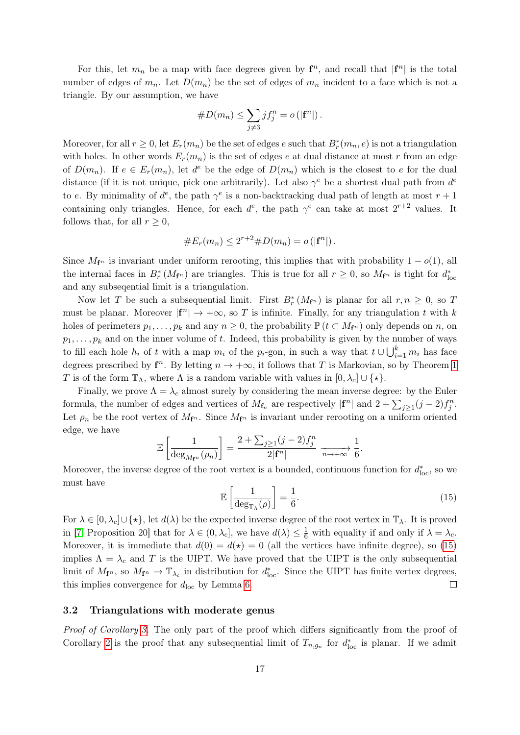For this, let $m_n$ be a map with face degrees given by $\mathbf{f}^n$, and recall that $|\mathbf{f}^n|$ is the total number of edges of $m_n$. Let $D(m_n)$ be the set of edges of $m_n$ incident to a face which is not a triangle. By our assumption, we have

$$\#D(m_n) \leq \sum_{j \neq 3} j f_j^n = o\left(|\mathbf{f}^n|\right).$$

Moreover, for all $r \geq 0$, let $E_r(m_n)$ be the set of edges $e$ such that $B_r^*(m_n, e)$ is not a triangulation with holes. In other words $E_r(m_n)$ is the set of edges $e$ at dual distance at most $r$ from an edge of $D(m_n)$. If $e \in E_r(m_n)$, let $d^e$ be the edge of $D(m_n)$ which is the closest to $e$ for the dual distance (if it is not unique, pick one arbitrarily). Let also $\gamma^e$ be a shortest dual path from $d^e$ to $e$. By minimality of $d^e$, the path $\gamma^e$ is a non-backtracking dual path of length at most $r+1$ containing only triangles. Hence, for each $d^e$, the path $\gamma^e$ can take at most $2^{r+2}$ values. It follows that, for all $r \geq 0$,

$$\#E_r(m_n) \leq 2^{r+2} \#D(m_n) = o\left(|\mathbf{f}^n|\right).$$

Since $M_{\mathbf{f}^n}$ is invariant under uniform rerooting, this implies that with probability $1 - o(1)$, all the internal faces in $B_r^*\left(M_{\mathbf{f}^n}\right)$ are triangles. This is true for all $r \geq 0$, so $M_{\mathbf{f}^n}$ is tight for $d_{\text{loc}}^*$ and any subseqential limit is a triangulation.

Now let $T$ be such a subsequential limit. First $B_r^*\left(M_{\mathbf{f}^n}\right)$ is planar for all $r, n \geq 0$, so $T$ must be planar. Moreover $|\mathbf{f}^n| \to +\infty$, so $T$ is infinite. Finally, for any triangulation $t$ with $k$ holes of perimeters $p_1, \dots, p_k$ and any $n \geq 0$, the probability $\mathbb{P}\left(t \subset M_{\mathbf{f}^n}\right)$ only depends on $n$, on $p_1, \dots, p_k$ and on the inner volume of $t$. Indeed, this probability is given by the number of ways to fill each hole $h_i$ of $t$ with a map $m_i$ of the $p_i$-gon, in such a way that $t \cup \bigcup_{i=1}^k m_i$ has face degrees prescribed by $\mathbf{f}^n$. By letting $n \to +\infty$, it follows that $T$ is Markovian, so by Theorem 1 $T$ is of the form $\mathbb{T}_\Lambda$, where $\Lambda$ is a random variable with values in $[0, \lambda_c] \cup \{\star\}$.

Finally, we prove $\Lambda = \lambda_c$ almost surely by considering the mean inverse degree: by the Euler formula, the number of edges and vertices of $M_{\mathbf{f}_n}$ are respectively $|\mathbf{f}^n|$ and $2 + \sum_{j \geq 1}(j-2) f_j^n$. Let $\rho_n$ be the root vertex of $M_{\mathbf{f}^n}$. Since $M_{\mathbf{f}^n}$ is invariant under rerooting on a uniform oriented edge, we have

$$\mathbb{E}\left[\frac{1}{\deg_{M_{\mathbf{f}^n}}(\rho_n)}\right] = \frac{2 + \sum_{j \geq 1}(j-2) f_j^n}{2|\mathbf{f}^n|} \xrightarrow[n \to +\infty]{} \frac{1}{6}.$$

Moreover, the inverse degree of the root vertex is a bounded, continuous function for $d_{\text{loc}}^*$, so we must have

$$\mathbb{E}\left[\frac{1}{\deg_{\mathbb{T}_\Lambda}(\rho)}\right] = \frac{1}{6}. \tag{15}$$

For $\lambda \in [0, \lambda_c] \cup \{\star\}$, let $d(\lambda)$ be the expected inverse degree of the root vertex in $\mathbb{T}_\lambda$. It is proved in [7, Proposition 20] that for $\lambda \in (0, \lambda_c]$, we have $d(\lambda) \leq \frac{1}{6}$ with equality if and only if $\lambda = \lambda_c$. Moreover, it is immediate that $d(0) = d(\star) = 0$ (all the vertices have infinite degree), so (15) implies $\Lambda = \lambda_c$ and $T$ is the UIPT. We have proved that the UIPT is the only subsequential limit of $M_{\mathbf{f}^n}$, so $M_{\mathbf{f}^n} \to \mathbb{T}_{\lambda_c}$ in distribution for $d_{\text{loc}}^*$. Since the UIPT has finite vertex degrees, this implies convergence for $d_{\text{loc}}$ by Lemma 6. ◻

### 3.2 Triangulations with moderate genus

*Proof of Corollary 3.* The only part of the proof which differs significantly from the proof of Corollary 2 is the proof that any subsequential limit of $T_{n,g_n}$ for $d_{\text{loc}}^*$ is planar. If we admit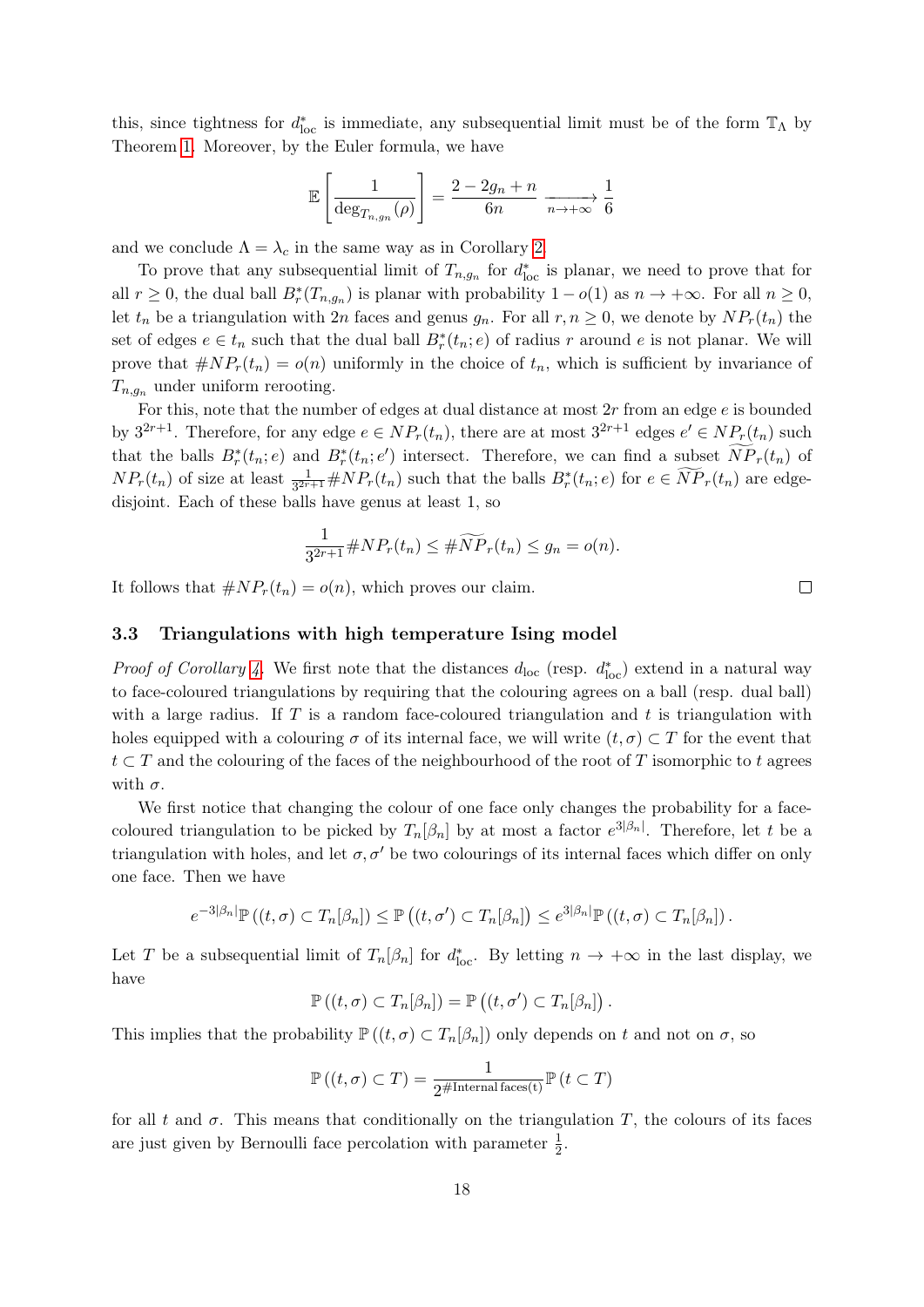this, since tightness for $d^*_{\mathrm{loc}}$ is immediate, any subsequential limit must be of the form $\mathbb{T}_\Lambda$ by Theorem 1. Moreover, by the Euler formula, we have

$$\mathbb{E}\left[\frac{1}{\deg_{T_{n,g_n}}(\rho)}\right] = \frac{2-2g_n+n}{6n} \xrightarrow[n\to+\infty]{} \frac{1}{6}$$

and we conclude $\Lambda = \lambda_c$ in the same way as in Corollary 2.

To prove that any subsequential limit of $T_{n,g_n}$ for $d^*_{\mathrm{loc}}$ is planar, we need to prove that for all $r \geq 0$, the dual ball $B^*_r(T_{n,g_n})$ is planar with probability $1-o(1)$ as $n \to +\infty$. For all $n \geq 0$, let $t_n$ be a triangulation with $2n$ faces and genus $g_n$. For all $r, n \geq 0$, we denote by $NP_r(t_n)$ the set of edges $e \in t_n$ such that the dual ball $B^*_r(t_n; e)$ of radius $r$ around $e$ is not planar. We will prove that $\#NP_r(t_n) = o(n)$ uniformly in the choice of $t_n$, which is sufficient by invariance of $T_{n,g_n}$ under uniform rerooting.

For this, note that the number of edges at dual distance at most $2r$ from an edge $e$ is bounded by $3^{2r+1}$. Therefore, for any edge $e \in NP_r(t_n)$, there are at most $3^{2r+1}$ edges $e' \in NP_r(t_n)$ such that the balls $B^*_r(t_n; e)$ and $B^*_r(t_n; e')$ intersect. Therefore, we can find a subset $\widetilde{NP}_r(t_n)$ of $NP_r(t_n)$ of size at least $\frac{1}{3^{2r+1}}\#NP_r(t_n)$ such that the balls $B^*_r(t_n; e)$ for $e \in \widetilde{NP}_r(t_n)$ are edge-disjoint. Each of these balls have genus at least 1, so

$$\frac{1}{3^{2r+1}}\#NP_r(t_n) \leq \#\widetilde{NP}_r(t_n) \leq g_n = o(n).$$

It follows that $\#NP_r(t_n) = o(n)$, which proves our claim. $\square$

### 3.3 Triangulations with high temperature Ising model

*Proof of Corollary 4.* We first note that the distances $d_{\mathrm{loc}}$ (resp. $d^*_{\mathrm{loc}}$) extend in a natural way to face-coloured triangulations by requiring that the colouring agrees on a ball (resp. dual ball) with a large radius. If $T$ is a random face-coloured triangulation and $t$ is triangulation with holes equipped with a colouring $\sigma$ of its internal face, we will write $(t,\sigma) \subset T$ for the event that $t \subset T$ and the colouring of the faces of the neighbourhood of the root of $T$ isomorphic to $t$ agrees with $\sigma$.

We first notice that changing the colour of one face only changes the probability for a face-coloured triangulation to be picked by $T_n[\beta_n]$ by at most a factor $e^{3|\beta_n|}$. Therefore, let $t$ be a triangulation with holes, and let $\sigma, \sigma'$ be two colourings of its internal faces which differ on only one face. Then we have

$$e^{-3|\beta_n|}\mathbb{P}\left((t,\sigma) \subset T_n[\beta_n]\right) \leq \mathbb{P}\left((t,\sigma') \subset T_n[\beta_n]\right) \leq e^{3|\beta_n|}\mathbb{P}\left((t,\sigma) \subset T_n[\beta_n]\right).$$

Let $T$ be a subsequential limit of $T_n[\beta_n]$ for $d^*_{\mathrm{loc}}$. By letting $n \to +\infty$ in the last display, we have

$$\mathbb{P}\left((t,\sigma) \subset T_n[\beta_n]\right) = \mathbb{P}\left((t,\sigma') \subset T_n[\beta_n]\right).$$

This implies that the probability $\mathbb{P}\left((t,\sigma) \subset T_n[\beta_n]\right)$ only depends on $t$ and not on $\sigma$, so

$$\mathbb{P}\left((t,\sigma) \subset T\right) = \frac{1}{2^{\#\mathrm{Internal\,faces(t)}}}\mathbb{P}\left(t \subset T\right)$$

for all $t$ and $\sigma$. This means that conditionally on the triangulation $T$, the colours of its faces are just given by Bernoulli face percolation with parameter $\frac{1}{2}$.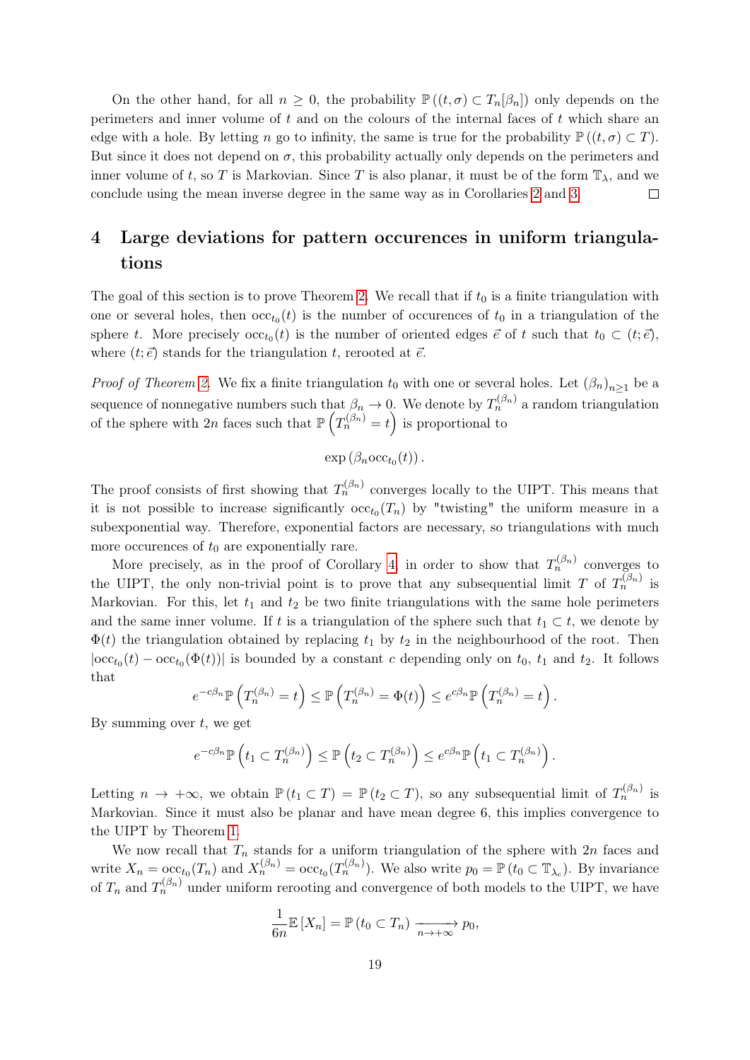On the other hand, for all $n \geq 0$, the probability $\mathbb{P}((t,\sigma) \subset T_n[\beta_n])$ only depends on the perimeters and inner volume of $t$ and on the colours of the internal faces of $t$ which share an edge with a hole. By letting $n$ go to infinity, the same is true for the probability $\mathbb{P}((t,\sigma) \subset T)$. But since it does not depend on $\sigma$, this probability actually only depends on the perimeters and inner volume of $t$, so $T$ is Markovian. Since $T$ is also planar, it must be of the form $\mathbb{T}_\lambda$, and we conclude using the mean inverse degree in the same way as in Corollaries 2 and 3. $\square$

# 4 Large deviations for pattern occurences in uniform triangulations

The goal of this section is to prove Theorem 2. We recall that if $t_0$ is a finite triangulation with one or several holes, then $\mathrm{occ}_{t_0}(t)$ is the number of occurences of $t_0$ in a triangulation of the sphere $t$. More precisely $\mathrm{occ}_{t_0}(t)$ is the number of oriented edges $\vec{e}$ of $t$ such that $t_0 \subset (t;\vec{e})$, where $(t;\vec{e})$ stands for the triangulation $t$, rerooted at $\vec{e}$.

*Proof of Theorem 2.* We fix a finite triangulation $t_0$ with one or several holes. Let $(\beta_n)_{n\geq 1}$ be a sequence of nonnegative numbers such that $\beta_n \to 0$. We denote by $T_n^{(\beta_n)}$ a random triangulation of the sphere with $2n$ faces such that $\mathbb{P}\left(T_n^{(\beta_n)} = t\right)$ is proportional to

$$\exp\left(\beta_n \mathrm{occ}_{t_0}(t)\right).$$

The proof consists of first showing that $T_n^{(\beta_n)}$ converges locally to the UIPT. This means that it is not possible to increase significantly $\mathrm{occ}_{t_0}(T_n)$ by "twisting" the uniform measure in a subexponential way. Therefore, exponential factors are necessary, so triangulations with much more occurences of $t_0$ are exponentially rare.

More precisely, as in the proof of Corollary 4, in order to show that $T_n^{(\beta_n)}$ converges to the UIPT, the only non-trivial point is to prove that any subsequential limit $T$ of $T_n^{(\beta_n)}$ is Markovian. For this, let $t_1$ and $t_2$ be two finite triangulations with the same hole perimeters and the same inner volume. If $t$ is a triangulation of the sphere such that $t_1 \subset t$, we denote by $\Phi(t)$ the triangulation obtained by replacing $t_1$ by $t_2$ in the neighbourhood of the root. Then $|\mathrm{occ}_{t_0}(t) - \mathrm{occ}_{t_0}(\Phi(t))|$ is bounded by a constant $c$ depending only on $t_0$, $t_1$ and $t_2$. It follows that

$$e^{-c\beta_n}\mathbb{P}\left(T_n^{(\beta_n)} = t\right) \leq \mathbb{P}\left(T_n^{(\beta_n)} = \Phi(t)\right) \leq e^{c\beta_n}\mathbb{P}\left(T_n^{(\beta_n)} = t\right).$$

By summing over $t$, we get

$$e^{-c\beta_n}\mathbb{P}\left(t_1 \subset T_n^{(\beta_n)}\right) \leq \mathbb{P}\left(t_2 \subset T_n^{(\beta_n)}\right) \leq e^{c\beta_n}\mathbb{P}\left(t_1 \subset T_n^{(\beta_n)}\right).$$

Letting $n \to +\infty$, we obtain $\mathbb{P}(t_1 \subset T) = \mathbb{P}(t_2 \subset T)$, so any subsequential limit of $T_n^{(\beta_n)}$ is Markovian. Since it must also be planar and have mean degree 6, this implies convergence to the UIPT by Theorem 1.

We now recall that $T_n$ stands for a uniform triangulation of the sphere with $2n$ faces and write $X_n = \mathrm{occ}_{t_0}(T_n)$ and $X_n^{(\beta_n)} = \mathrm{occ}_{t_0}(T_n^{(\beta_n)})$. We also write $p_0 = \mathbb{P}(t_0 \subset \mathbb{T}_{\lambda_c})$. By invariance of $T_n$ and $T_n^{(\beta_n)}$ under uniform rerooting and convergence of both models to the UIPT, we have

$$\frac{1}{6n}\mathbb{E}[X_n] = \mathbb{P}(t_0 \subset T_n) \xrightarrow[n\to+\infty]{} p_0,$$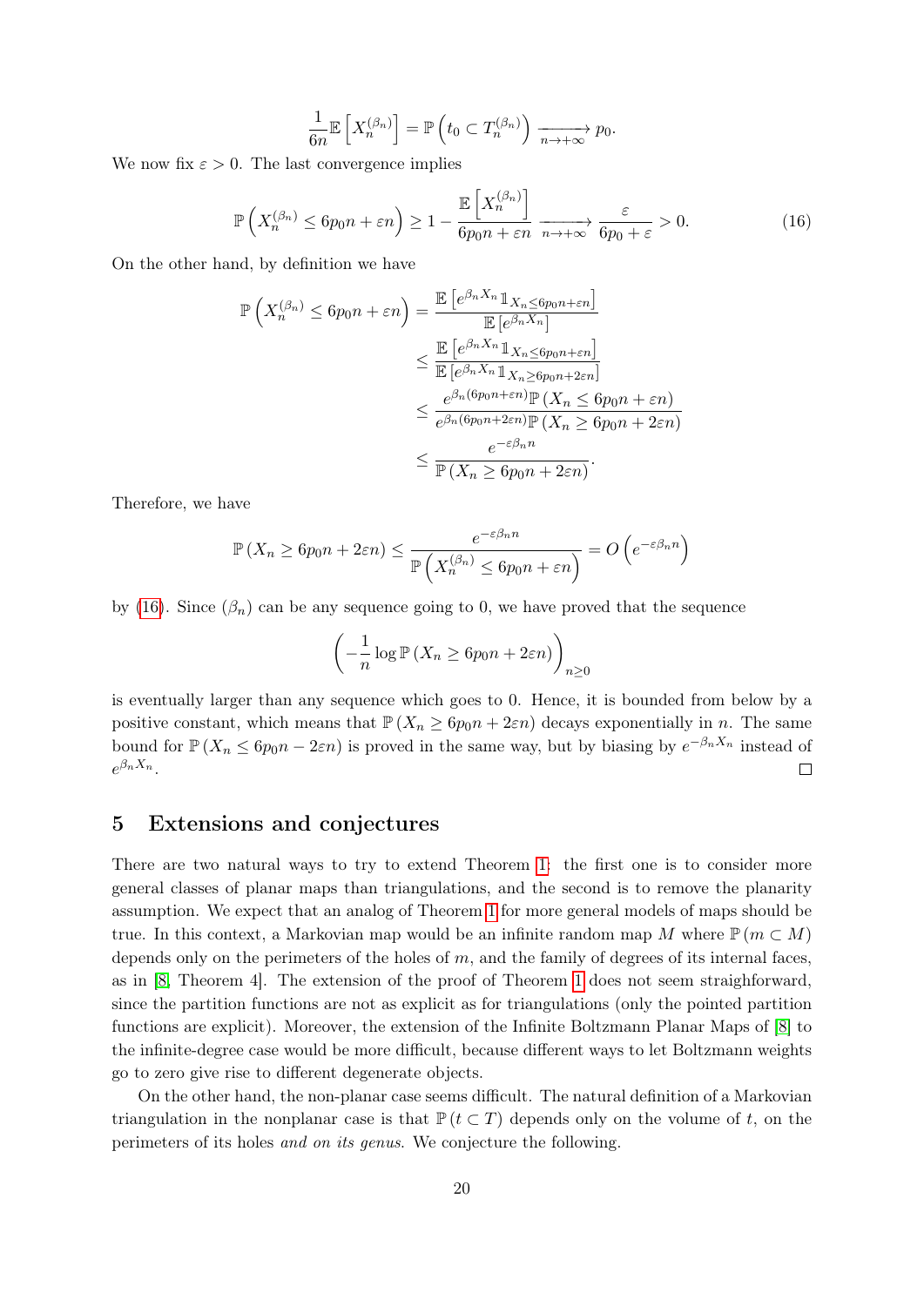$$\frac{1}{6n}\mathbb{E}\left[X_n^{(\beta_n)}\right] = \mathbb{P}\left(t_0 \subset T_n^{(\beta_n)}\right) \xrightarrow[n\to+\infty]{} p_0.$$

We now fix $\varepsilon > 0$. The last convergence implies

$$\mathbb{P}\left(X_n^{(\beta_n)} \leq 6p_0 n + \varepsilon n\right) \geq 1 - \frac{\mathbb{E}\left[X_n^{(\beta_n)}\right]}{6p_0 n + \varepsilon n} \xrightarrow[n\to+\infty]{} \frac{\varepsilon}{6p_0 + \varepsilon} > 0. \tag{16}$$

On the other hand, by definition we have

$$\begin{aligned}
\mathbb{P}\left(X_n^{(\beta_n)} \leq 6p_0 n + \varepsilon n\right) &= \frac{\mathbb{E}\left[e^{\beta_n X_n}\mathbb{1}_{X_n \leq 6p_0 n + \varepsilon n}\right]}{\mathbb{E}\left[e^{\beta_n X_n}\right]} \\
&\leq \frac{\mathbb{E}\left[e^{\beta_n X_n}\mathbb{1}_{X_n \leq 6p_0 n + \varepsilon n}\right]}{\mathbb{E}\left[e^{\beta_n X_n}\mathbb{1}_{X_n \geq 6p_0 n + 2\varepsilon n}\right]} \\
&\leq \frac{e^{\beta_n(6p_0 n + \varepsilon n)}\mathbb{P}\left(X_n \leq 6p_0 n + \varepsilon n\right)}{e^{\beta_n(6p_0 n + 2\varepsilon n)}\mathbb{P}\left(X_n \geq 6p_0 n + 2\varepsilon n\right)} \\
&\leq \frac{e^{-\varepsilon\beta_n n}}{\mathbb{P}\left(X_n \geq 6p_0 n + 2\varepsilon n\right)}.
\end{aligned}$$

Therefore, we have

$$\mathbb{P}\left(X_n \geq 6p_0 n + 2\varepsilon n\right) \leq \frac{e^{-\varepsilon\beta_n n}}{\mathbb{P}\left(X_n^{(\beta_n)} \leq 6p_0 n + \varepsilon n\right)} = O\left(e^{-\varepsilon\beta_n n}\right)$$

by (16). Since $(\beta_n)$ can be any sequence going to 0, we have proved that the sequence

$$\left(-\frac{1}{n}\log\mathbb{P}\left(X_n \geq 6p_0 n + 2\varepsilon n\right)\right)_{n\geq 0}$$

is eventually larger than any sequence which goes to 0. Hence, it is bounded from below by a positive constant, which means that $\mathbb{P}\left(X_n \geq 6p_0 n + 2\varepsilon n\right)$ decays exponentially in $n$. The same bound for $\mathbb{P}\left(X_n \leq 6p_0 n - 2\varepsilon n\right)$ is proved in the same way, but by biasing by $e^{-\beta_n X_n}$ instead of $e^{\beta_n X_n}$. □

## 5 Extensions and conjectures

There are two natural ways to try to extend Theorem 1: the first one is to consider more general classes of planar maps than triangulations, and the second is to remove the planarity assumption. We expect that an analog of Theorem 1 for more general models of maps should be true. In this context, a Markovian map would be an infinite random map $M$ where $\mathbb{P}(m \subset M)$ depends only on the perimeters of the holes of $m$, and the family of degrees of its internal faces, as in [8, Theorem 4]. The extension of the proof of Theorem 1 does not seem straighforward, since the partition functions are not as explicit as for triangulations (only the pointed partition functions are explicit). Moreover, the extension of the Infinite Boltzmann Planar Maps of [8] to the infinite-degree case would be more difficult, because different ways to let Boltzmann weights go to zero give rise to different degenerate objects.

On the other hand, the non-planar case seems difficult. The natural definition of a Markovian triangulation in the nonplanar case is that $\mathbb{P}(t \subset T)$ depends only on the volume of $t$, on the perimeters of its holes *and on its genus*. We conjecture the following.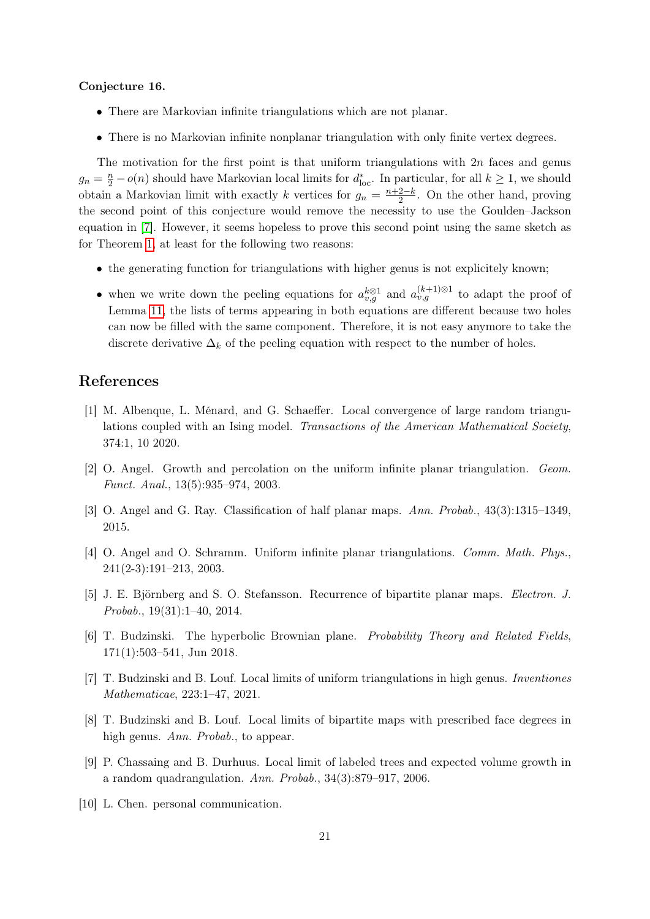**Conjecture 16.**

- There are Markovian infinite triangulations which are not planar.
- There is no Markovian infinite nonplanar triangulation with only finite vertex degrees.

The motivation for the first point is that uniform triangulations with $2n$ faces and genus $g_n = \frac{n}{2} - o(n)$ should have Markovian local limits for $d^*_{\mathrm{loc}}$. In particular, for all $k \geq 1$, we should obtain a Markovian limit with exactly $k$ vertices for $g_n = \frac{n+2-k}{2}$. On the other hand, proving the second point of this conjecture would remove the necessity to use the Goulden–Jackson equation in [7]. However, it seems hopeless to prove this second point using the same sketch as for Theorem 1, at least for the following two reasons:

- the generating function for triangulations with higher genus is not explicitely known;
- when we write down the peeling equations for $a^{k\otimes 1}_{v,g}$ and $a^{(k+1)\otimes 1}_{v,g}$ to adapt the proof of Lemma 11, the lists of terms appearing in both equations are different because two holes can now be filled with the same component. Therefore, it is not easy anymore to take the discrete derivative $\Delta_k$ of the peeling equation with respect to the number of holes.

## References

[1] M. Albenque, L. Ménard, and G. Schaeffer. Local convergence of large random triangulations coupled with an Ising model. *Transactions of the American Mathematical Society*, 374:1, 10 2020.

[2] O. Angel. Growth and percolation on the uniform infinite planar triangulation. *Geom. Funct. Anal.*, 13(5):935–974, 2003.

[3] O. Angel and G. Ray. Classification of half planar maps. *Ann. Probab.*, 43(3):1315–1349, 2015.

[4] O. Angel and O. Schramm. Uniform infinite planar triangulations. *Comm. Math. Phys.*, 241(2-3):191–213, 2003.

[5] J. E. Björnberg and S. O. Stefansson. Recurrence of bipartite planar maps. *Electron. J. Probab.*, 19(31):1–40, 2014.

[6] T. Budzinski. The hyperbolic Brownian plane. *Probability Theory and Related Fields*, 171(1):503–541, Jun 2018.

[7] T. Budzinski and B. Louf. Local limits of uniform triangulations in high genus. *Inventiones Mathematicae*, 223:1–47, 2021.

[8] T. Budzinski and B. Louf. Local limits of bipartite maps with prescribed face degrees in high genus. *Ann. Probab.*, to appear.

[9] P. Chassaing and B. Durhuus. Local limit of labeled trees and expected volume growth in a random quadrangulation. *Ann. Probab.*, 34(3):879–917, 2006.

[10] L. Chen. personal communication.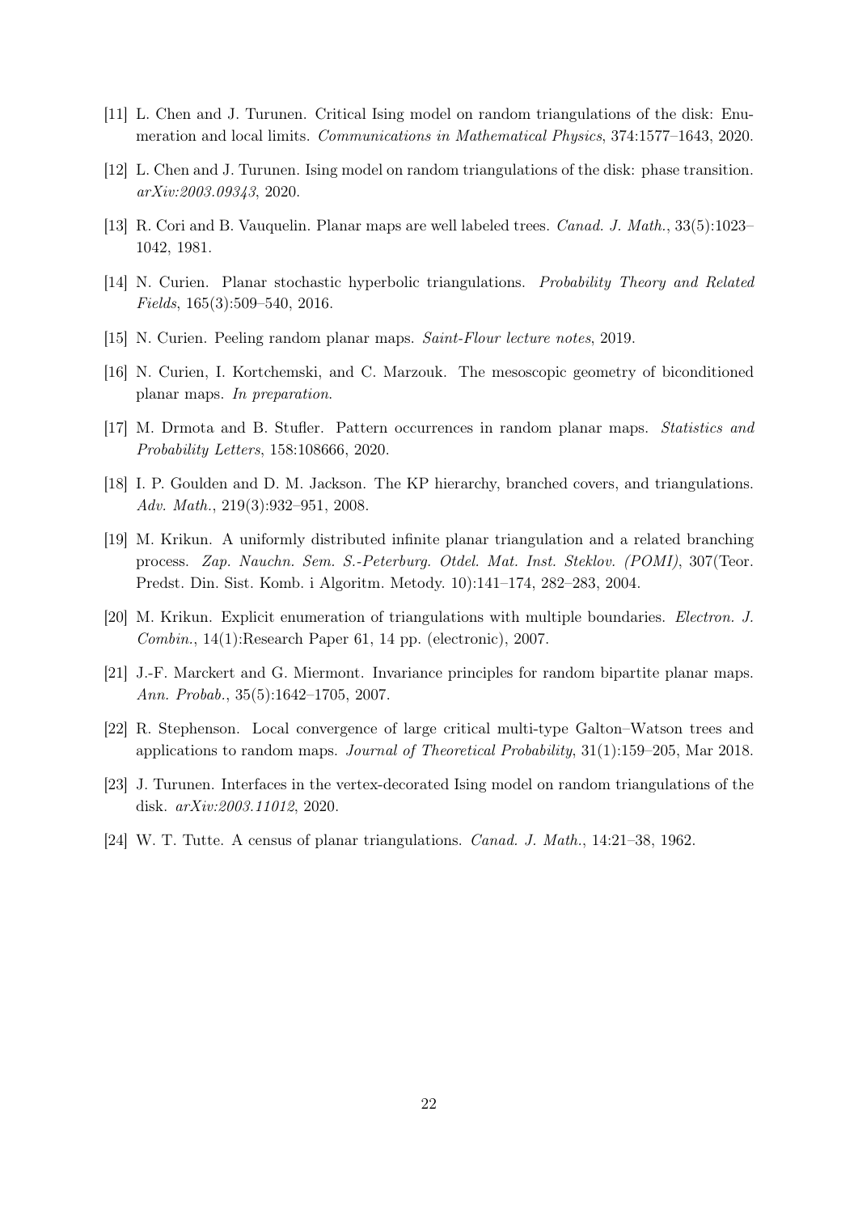[11] L. Chen and J. Turunen. Critical Ising model on random triangulations of the disk: Enumeration and local limits. *Communications in Mathematical Physics*, 374:1577–1643, 2020.

[12] L. Chen and J. Turunen. Ising model on random triangulations of the disk: phase transition. *arXiv:2003.09343*, 2020.

[13] R. Cori and B. Vauquelin. Planar maps are well labeled trees. *Canad. J. Math.*, 33(5):1023–1042, 1981.

[14] N. Curien. Planar stochastic hyperbolic triangulations. *Probability Theory and Related Fields*, 165(3):509–540, 2016.

[15] N. Curien. Peeling random planar maps. *Saint-Flour lecture notes*, 2019.

[16] N. Curien, I. Kortchemski, and C. Marzouk. The mesoscopic geometry of biconditioned planar maps. *In preparation*.

[17] M. Drmota and B. Stufler. Pattern occurrences in random planar maps. *Statistics and Probability Letters*, 158:108666, 2020.

[18] I. P. Goulden and D. M. Jackson. The KP hierarchy, branched covers, and triangulations. *Adv. Math.*, 219(3):932–951, 2008.

[19] M. Krikun. A uniformly distributed infinite planar triangulation and a related branching process. *Zap. Nauchn. Sem. S.-Peterburg. Otdel. Mat. Inst. Steklov. (POMI)*, 307(Teor. Predst. Din. Sist. Komb. i Algoritm. Metody. 10):141–174, 282–283, 2004.

[20] M. Krikun. Explicit enumeration of triangulations with multiple boundaries. *Electron. J. Combin.*, 14(1):Research Paper 61, 14 pp. (electronic), 2007.

[21] J.-F. Marckert and G. Miermont. Invariance principles for random bipartite planar maps. *Ann. Probab.*, 35(5):1642–1705, 2007.

[22] R. Stephenson. Local convergence of large critical multi-type Galton–Watson trees and applications to random maps. *Journal of Theoretical Probability*, 31(1):159–205, Mar 2018.

[23] J. Turunen. Interfaces in the vertex-decorated Ising model on random triangulations of the disk. *arXiv:2003.11012*, 2020.

[24] W. T. Tutte. A census of planar triangulations. *Canad. J. Math.*, 14:21–38, 1962.